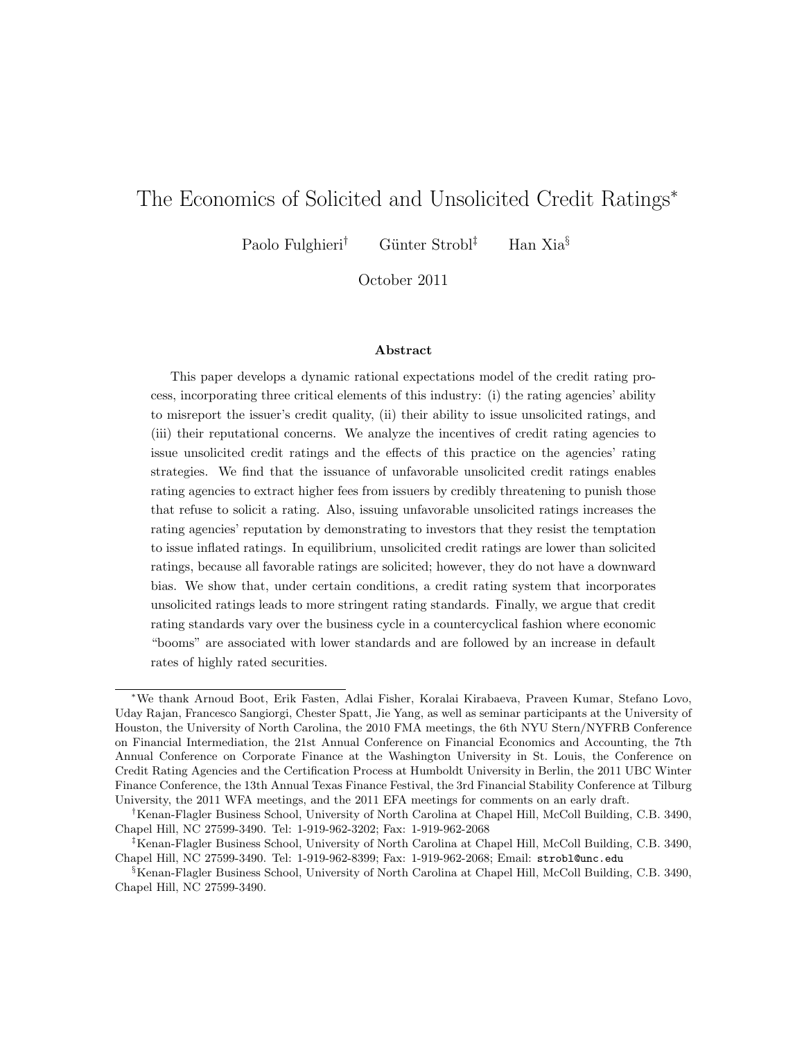# The Economics of Solicited and Unsolicited Credit Ratings*

Paolo Fulghieri[†] Günter Strobl[‡] Han Xia[§]

October 2011

### Abstract

This paper develops a dynamic rational expectations model of the credit rating process, incorporating three critical elements of this industry: (i) the rating agencies' ability to misreport the issuer's credit quality, (ii) their ability to issue unsolicited ratings, and (iii) their reputational concerns. We analyze the incentives of credit rating agencies to issue unsolicited credit ratings and the effects of this practice on the agencies' rating strategies. We find that the issuance of unfavorable unsolicited credit ratings enables rating agencies to extract higher fees from issuers by credibly threatening to punish those that refuse to solicit a rating. Also, issuing unfavorable unsolicited ratings increases the rating agencies' reputation by demonstrating to investors that they resist the temptation to issue inflated ratings. In equilibrium, unsolicited credit ratings are lower than solicited ratings, because all favorable ratings are solicited; however, they do not have a downward bias. We show that, under certain conditions, a credit rating system that incorporates unsolicited ratings leads to more stringent rating standards. Finally, we argue that credit rating standards vary over the business cycle in a countercyclical fashion where economic "booms" are associated with lower standards and are followed by an increase in default rates of highly rated securities.

---

*We thank Arnoud Boot, Erik Fasten, Adlai Fisher, Koralai Kirabaeva, Praveen Kumar, Stefano Lovo, Uday Rajan, Francesco Sangiorgi, Chester Spatt, Jie Yang, as well as seminar participants at the University of Houston, the University of North Carolina, the 2010 FMA meetings, the 6th NYU Stern/NYFRB Conference on Financial Intermediation, the 21st Annual Conference on Financial Economics and Accounting, the 7th Annual Conference on Corporate Finance at the Washington University in St. Louis, the Conference on Credit Rating Agencies and the Certification Process at Humboldt University in Berlin, the 2011 UBC Winter Finance Conference, the 13th Annual Texas Finance Festival, the 3rd Financial Stability Conference at Tilburg University, the 2011 WFA meetings, and the 2011 EFA meetings for comments on an early draft.

†Kenan-Flagler Business School, University of North Carolina at Chapel Hill, McColl Building, C.B. 3490, Chapel Hill, NC 27599-3490. Tel: 1-919-962-3202; Fax: 1-919-962-2068

‡Kenan-Flagler Business School, University of North Carolina at Chapel Hill, McColl Building, C.B. 3490, Chapel Hill, NC 27599-3490. Tel: 1-919-962-8399; Fax: 1-919-962-2068; Email: strobl@unc.edu

§Kenan-Flagler Business School, University of North Carolina at Chapel Hill, McColl Building, C.B. 3490, Chapel Hill, NC 27599-3490.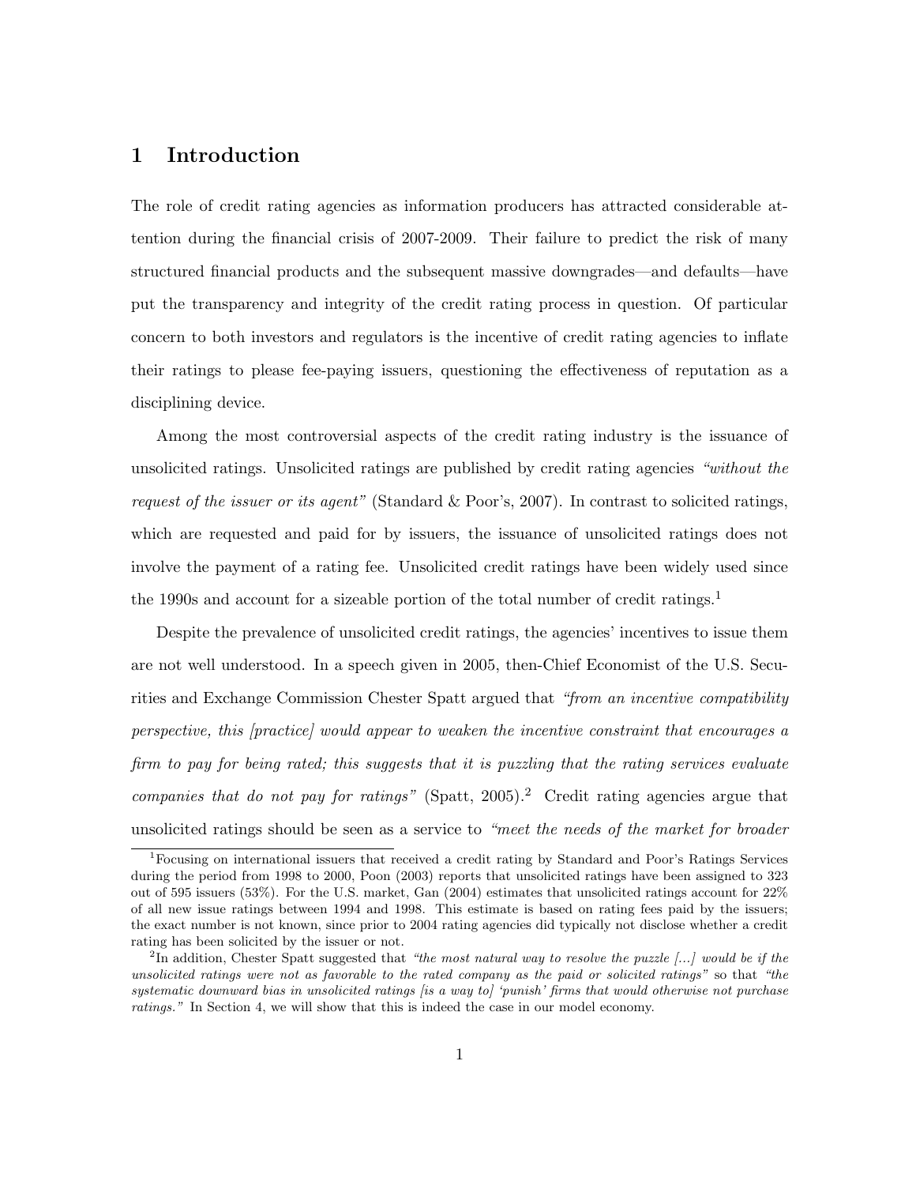# 1 Introduction

The role of credit rating agencies as information producers has attracted considerable attention during the financial crisis of 2007-2009. Their failure to predict the risk of many structured financial products and the subsequent massive downgrades—and defaults—have put the transparency and integrity of the credit rating process in question. Of particular concern to both investors and regulators is the incentive of credit rating agencies to inflate their ratings to please fee-paying issuers, questioning the effectiveness of reputation as a disciplining device.

Among the most controversial aspects of the credit rating industry is the issuance of unsolicited ratings. Unsolicited ratings are published by credit rating agencies *"without the request of the issuer or its agent"* (Standard & Poor's, 2007). In contrast to solicited ratings, which are requested and paid for by issuers, the issuance of unsolicited ratings does not involve the payment of a rating fee. Unsolicited credit ratings have been widely used since the 1990s and account for a sizeable portion of the total number of credit ratings.[1]

Despite the prevalence of unsolicited credit ratings, the agencies' incentives to issue them are not well understood. In a speech given in 2005, then-Chief Economist of the U.S. Securities and Exchange Commission Chester Spatt argued that *"from an incentive compatibility perspective, this [practice] would appear to weaken the incentive constraint that encourages a firm to pay for being rated; this suggests that it is puzzling that the rating services evaluate companies that do not pay for ratings"* (Spatt, 2005).[2] Credit rating agencies argue that unsolicited ratings should be seen as a service to *"meet the needs of the market for broader*

[1] Focusing on international issuers that received a credit rating by Standard and Poor's Ratings Services during the period from 1998 to 2000, Poon (2003) reports that unsolicited ratings have been assigned to 323 out of 595 issuers (53%). For the U.S. market, Gan (2004) estimates that unsolicited ratings account for 22% of all new issue ratings between 1994 and 1998. This estimate is based on rating fees paid by the issuers; the exact number is not known, since prior to 2004 rating agencies did typically not disclose whether a credit rating has been solicited by the issuer or not.

[2] In addition, Chester Spatt suggested that *"the most natural way to resolve the puzzle [...] would be if the unsolicited ratings were not as favorable to the rated company as the paid or solicited ratings"* so that *"the systematic downward bias in unsolicited ratings [is a way to] 'punish' firms that would otherwise not purchase ratings."* In Section 4, we will show that this is indeed the case in our model economy.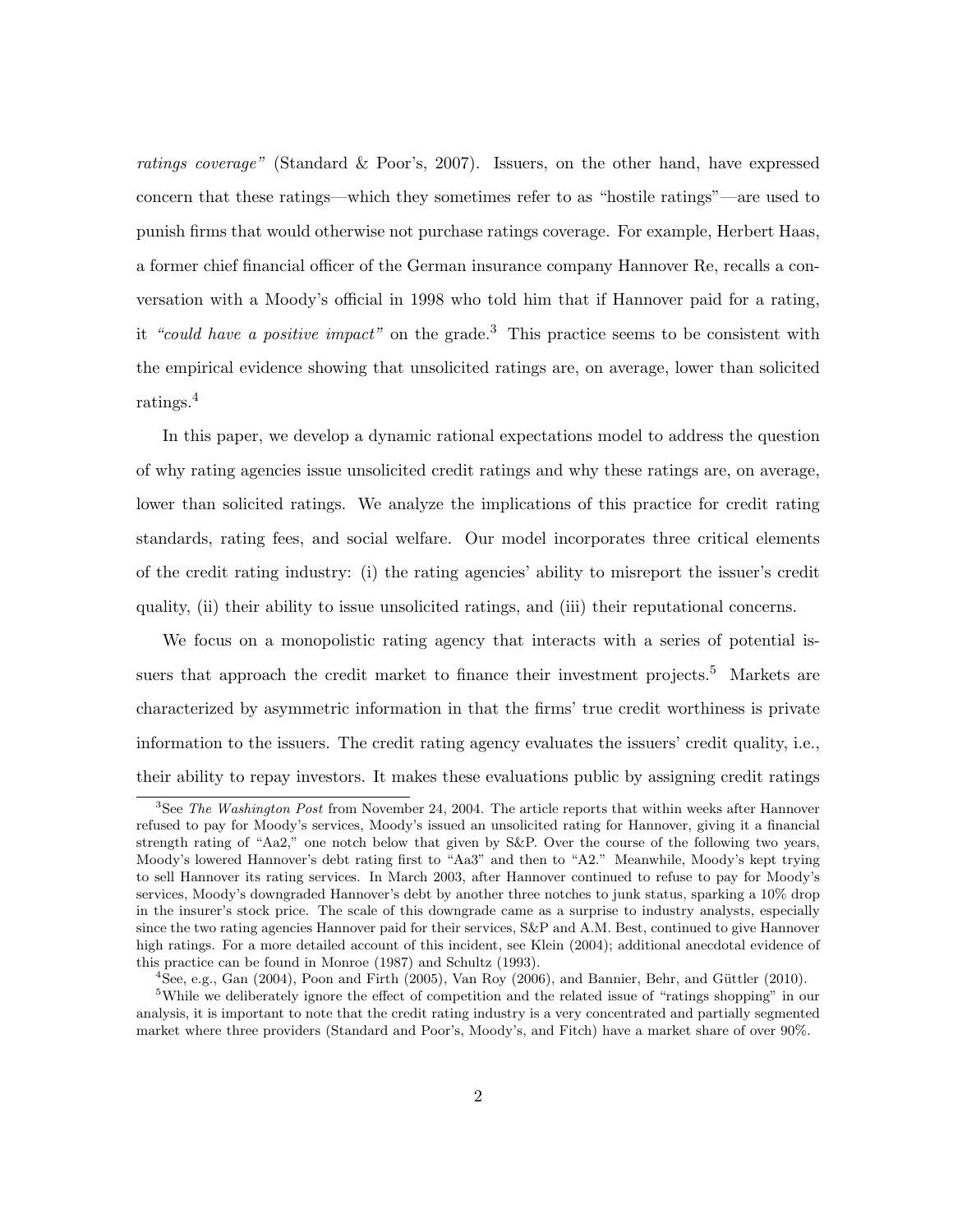*ratings coverage"* (Standard & Poor's, 2007). Issuers, on the other hand, have expressed concern that these ratings—which they sometimes refer to as "hostile ratings"—are used to punish firms that would otherwise not purchase ratings coverage. For example, Herbert Haas, a former chief financial officer of the German insurance company Hannover Re, recalls a conversation with a Moody's official in 1998 who told him that if Hannover paid for a rating, it *"could have a positive impact"* on the grade.[3] This practice seems to be consistent with the empirical evidence showing that unsolicited ratings are, on average, lower than solicited ratings.[4]

In this paper, we develop a dynamic rational expectations model to address the question of why rating agencies issue unsolicited credit ratings and why these ratings are, on average, lower than solicited ratings. We analyze the implications of this practice for credit rating standards, rating fees, and social welfare. Our model incorporates three critical elements of the credit rating industry: (i) the rating agencies' ability to misreport the issuer's credit quality, (ii) their ability to issue unsolicited ratings, and (iii) their reputational concerns.

We focus on a monopolistic rating agency that interacts with a series of potential issuers that approach the credit market to finance their investment projects.[5] Markets are characterized by asymmetric information in that the firms' true credit worthiness is private information to the issuers. The credit rating agency evaluates the issuers' credit quality, i.e., their ability to repay investors. It makes these evaluations public by assigning credit ratings

---

[3] See *The Washington Post* from November 24, 2004. The article reports that within weeks after Hannover refused to pay for Moody's services, Moody's issued an unsolicited rating for Hannover, giving it a financial strength rating of "Aa2," one notch below that given by S&P. Over the course of the following two years, Moody's lowered Hannover's debt rating first to "Aa3" and then to "A2." Meanwhile, Moody's kept trying to sell Hannover its rating services. In March 2003, after Hannover continued to refuse to pay for Moody's services, Moody's downgraded Hannover's debt by another three notches to junk status, sparking a 10% drop in the insurer's stock price. The scale of this downgrade came as a surprise to industry analysts, especially since the two rating agencies Hannover paid for their services, S&P and A.M. Best, continued to give Hannover high ratings. For a more detailed account of this incident, see Klein (2004); additional anecdotal evidence of this practice can be found in Monroe (1987) and Schultz (1993).

[4] See, e.g., Gan (2004), Poon and Firth (2005), Van Roy (2006), and Bannier, Behr, and Güttler (2010).

[5] While we deliberately ignore the effect of competition and the related issue of "ratings shopping" in our analysis, it is important to note that the credit rating industry is a very concentrated and partially segmented market where three providers (Standard and Poor's, Moody's, and Fitch) have a market share of over 90%.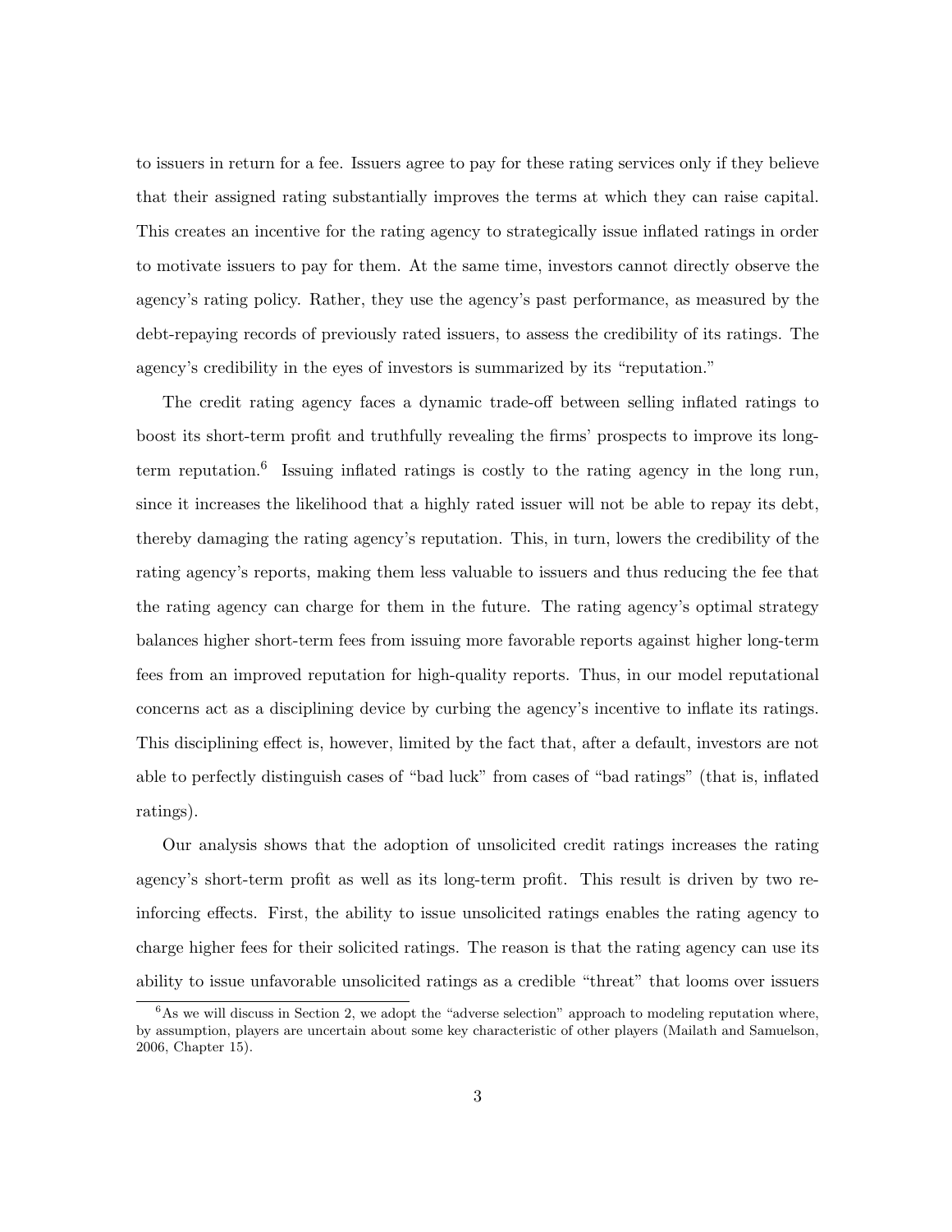to issuers in return for a fee. Issuers agree to pay for these rating services only if they believe that their assigned rating substantially improves the terms at which they can raise capital. This creates an incentive for the rating agency to strategically issue inflated ratings in order to motivate issuers to pay for them. At the same time, investors cannot directly observe the agency's rating policy. Rather, they use the agency's past performance, as measured by the debt-repaying records of previously rated issuers, to assess the credibility of its ratings. The agency's credibility in the eyes of investors is summarized by its "reputation."

The credit rating agency faces a dynamic trade-off between selling inflated ratings to boost its short-term profit and truthfully revealing the firms' prospects to improve its long-term reputation.[6] Issuing inflated ratings is costly to the rating agency in the long run, since it increases the likelihood that a highly rated issuer will not be able to repay its debt, thereby damaging the rating agency's reputation. This, in turn, lowers the credibility of the rating agency's reports, making them less valuable to issuers and thus reducing the fee that the rating agency can charge for them in the future. The rating agency's optimal strategy balances higher short-term fees from issuing more favorable reports against higher long-term fees from an improved reputation for high-quality reports. Thus, in our model reputational concerns act as a disciplining device by curbing the agency's incentive to inflate its ratings. This disciplining effect is, however, limited by the fact that, after a default, investors are not able to perfectly distinguish cases of "bad luck" from cases of "bad ratings" (that is, inflated ratings).

Our analysis shows that the adoption of unsolicited credit ratings increases the rating agency's short-term profit as well as its long-term profit. This result is driven by two reinforcing effects. First, the ability to issue unsolicited ratings enables the rating agency to charge higher fees for their solicited ratings. The reason is that the rating agency can use its ability to issue unfavorable unsolicited ratings as a credible "threat" that looms over issuers

[6] As we will discuss in Section 2, we adopt the "adverse selection" approach to modeling reputation where, by assumption, players are uncertain about some key characteristic of other players (Mailath and Samuelson, 2006, Chapter 15).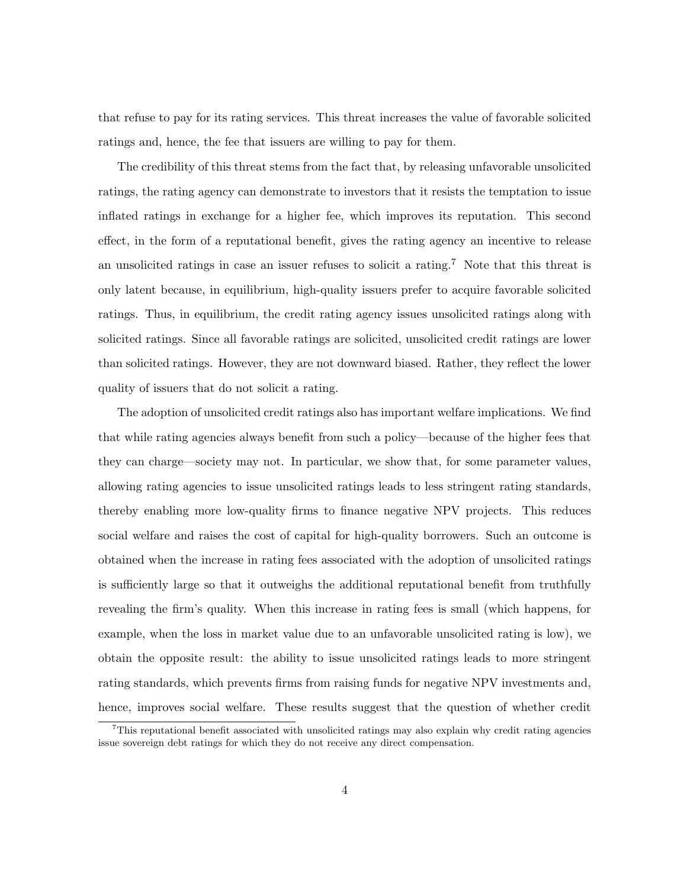that refuse to pay for its rating services. This threat increases the value of favorable solicited ratings and, hence, the fee that issuers are willing to pay for them.

The credibility of this threat stems from the fact that, by releasing unfavorable unsolicited ratings, the rating agency can demonstrate to investors that it resists the temptation to issue inflated ratings in exchange for a higher fee, which improves its reputation. This second effect, in the form of a reputational benefit, gives the rating agency an incentive to release an unsolicited ratings in case an issuer refuses to solicit a rating.[7] Note that this threat is only latent because, in equilibrium, high-quality issuers prefer to acquire favorable solicited ratings. Thus, in equilibrium, the credit rating agency issues unsolicited ratings along with solicited ratings. Since all favorable ratings are solicited, unsolicited credit ratings are lower than solicited ratings. However, they are not downward biased. Rather, they reflect the lower quality of issuers that do not solicit a rating.

The adoption of unsolicited credit ratings also has important welfare implications. We find that while rating agencies always benefit from such a policy—because of the higher fees that they can charge—society may not. In particular, we show that, for some parameter values, allowing rating agencies to issue unsolicited ratings leads to less stringent rating standards, thereby enabling more low-quality firms to finance negative NPV projects. This reduces social welfare and raises the cost of capital for high-quality borrowers. Such an outcome is obtained when the increase in rating fees associated with the adoption of unsolicited ratings is sufficiently large so that it outweighs the additional reputational benefit from truthfully revealing the firm's quality. When this increase in rating fees is small (which happens, for example, when the loss in market value due to an unfavorable unsolicited rating is low), we obtain the opposite result: the ability to issue unsolicited ratings leads to more stringent rating standards, which prevents firms from raising funds for negative NPV investments and, hence, improves social welfare. These results suggest that the question of whether credit

[7] This reputational benefit associated with unsolicited ratings may also explain why credit rating agencies issue sovereign debt ratings for which they do not receive any direct compensation.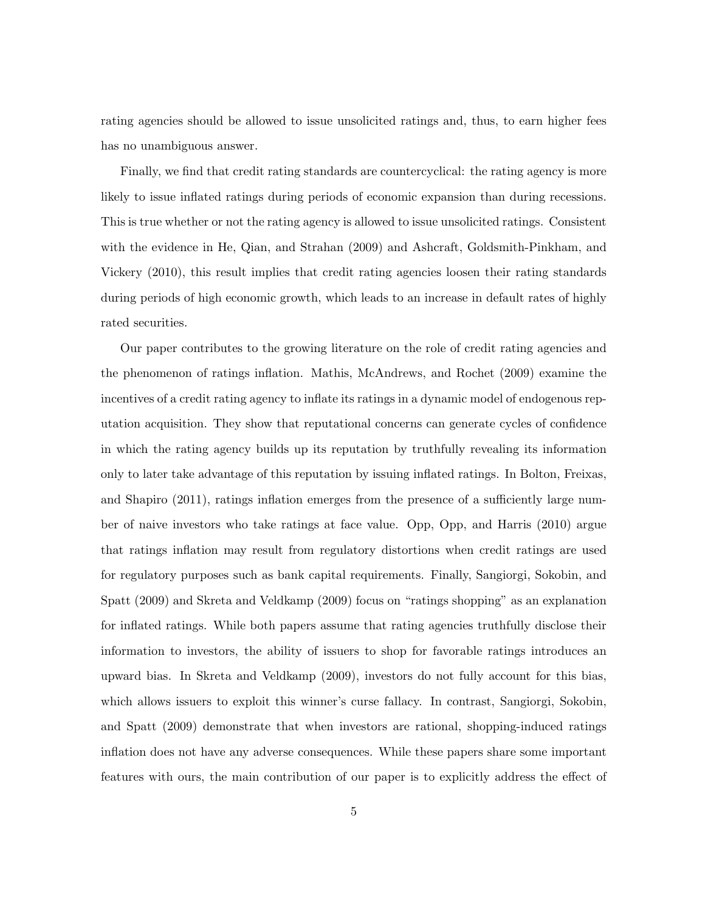rating agencies should be allowed to issue unsolicited ratings and, thus, to earn higher fees has no unambiguous answer.

Finally, we find that credit rating standards are countercyclical: the rating agency is more likely to issue inflated ratings during periods of economic expansion than during recessions. This is true whether or not the rating agency is allowed to issue unsolicited ratings. Consistent with the evidence in He, Qian, and Strahan (2009) and Ashcraft, Goldsmith-Pinkham, and Vickery (2010), this result implies that credit rating agencies loosen their rating standards during periods of high economic growth, which leads to an increase in default rates of highly rated securities.

Our paper contributes to the growing literature on the role of credit rating agencies and the phenomenon of ratings inflation. Mathis, McAndrews, and Rochet (2009) examine the incentives of a credit rating agency to inflate its ratings in a dynamic model of endogenous reputation acquisition. They show that reputational concerns can generate cycles of confidence in which the rating agency builds up its reputation by truthfully revealing its information only to later take advantage of this reputation by issuing inflated ratings. In Bolton, Freixas, and Shapiro (2011), ratings inflation emerges from the presence of a sufficiently large number of naive investors who take ratings at face value. Opp, Opp, and Harris (2010) argue that ratings inflation may result from regulatory distortions when credit ratings are used for regulatory purposes such as bank capital requirements. Finally, Sangiorgi, Sokobin, and Spatt (2009) and Skreta and Veldkamp (2009) focus on "ratings shopping" as an explanation for inflated ratings. While both papers assume that rating agencies truthfully disclose their information to investors, the ability of issuers to shop for favorable ratings introduces an upward bias. In Skreta and Veldkamp (2009), investors do not fully account for this bias, which allows issuers to exploit this winner's curse fallacy. In contrast, Sangiorgi, Sokobin, and Spatt (2009) demonstrate that when investors are rational, shopping-induced ratings inflation does not have any adverse consequences. While these papers share some important features with ours, the main contribution of our paper is to explicitly address the effect of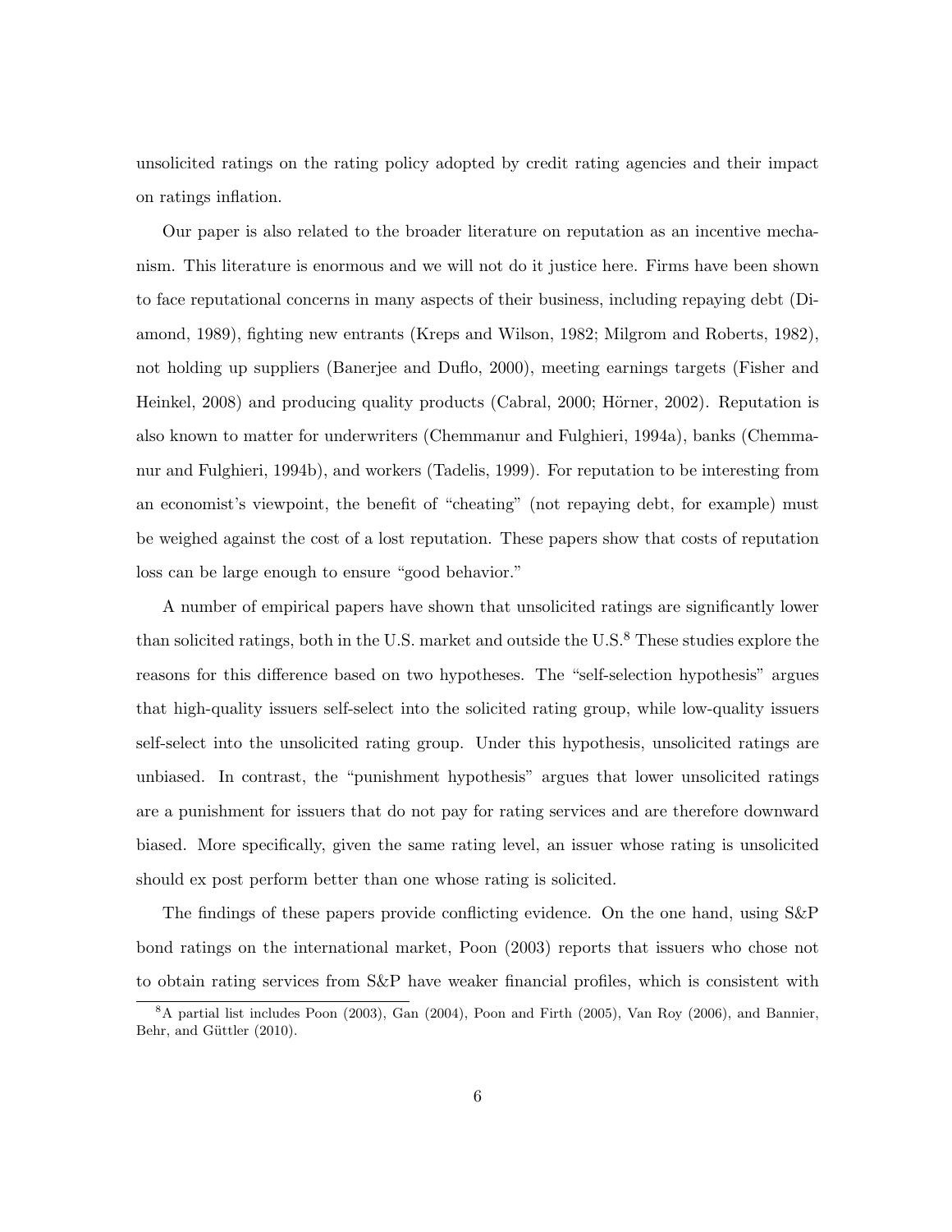unsolicited ratings on the rating policy adopted by credit rating agencies and their impact on ratings inflation.

Our paper is also related to the broader literature on reputation as an incentive mechanism. This literature is enormous and we will not do it justice here. Firms have been shown to face reputational concerns in many aspects of their business, including repaying debt (Diamond, 1989), fighting new entrants (Kreps and Wilson, 1982; Milgrom and Roberts, 1982), not holding up suppliers (Banerjee and Duflo, 2000), meeting earnings targets (Fisher and Heinkel, 2008) and producing quality products (Cabral, 2000; Hörner, 2002). Reputation is also known to matter for underwriters (Chemmanur and Fulghieri, 1994a), banks (Chemmanur and Fulghieri, 1994b), and workers (Tadelis, 1999). For reputation to be interesting from an economist's viewpoint, the benefit of "cheating" (not repaying debt, for example) must be weighed against the cost of a lost reputation. These papers show that costs of reputation loss can be large enough to ensure "good behavior."

A number of empirical papers have shown that unsolicited ratings are significantly lower than solicited ratings, both in the U.S. market and outside the U.S.[8] These studies explore the reasons for this difference based on two hypotheses. The "self-selection hypothesis" argues that high-quality issuers self-select into the solicited rating group, while low-quality issuers self-select into the unsolicited rating group. Under this hypothesis, unsolicited ratings are unbiased. In contrast, the "punishment hypothesis" argues that lower unsolicited ratings are a punishment for issuers that do not pay for rating services and are therefore downward biased. More specifically, given the same rating level, an issuer whose rating is unsolicited should ex post perform better than one whose rating is solicited.

The findings of these papers provide conflicting evidence. On the one hand, using S&P bond ratings on the international market, Poon (2003) reports that issuers who chose not to obtain rating services from S&P have weaker financial profiles, which is consistent with

[8] A partial list includes Poon (2003), Gan (2004), Poon and Firth (2005), Van Roy (2006), and Bannier, Behr, and Güttler (2010).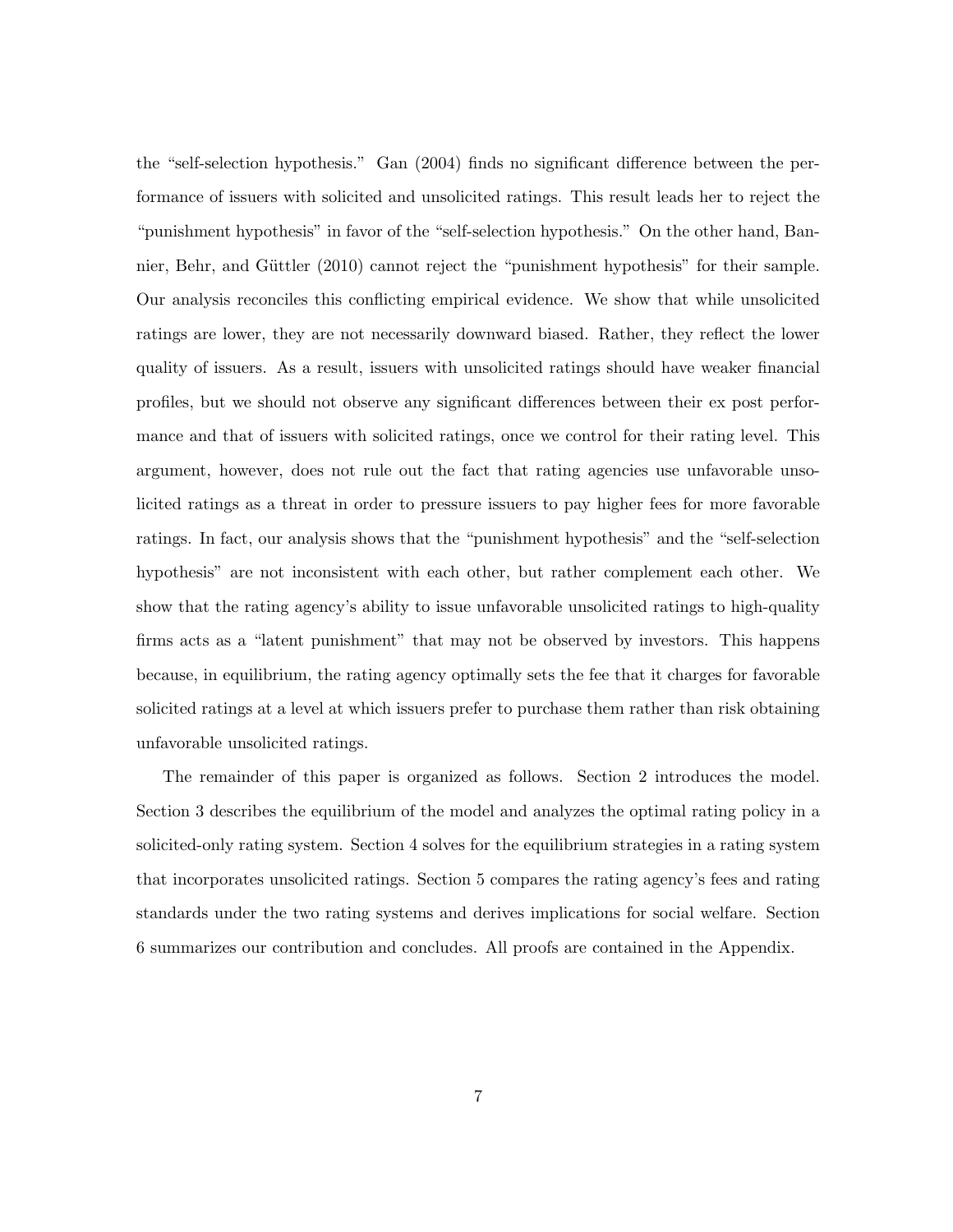the "self-selection hypothesis." Gan (2004) finds no significant difference between the performance of issuers with solicited and unsolicited ratings. This result leads her to reject the "punishment hypothesis" in favor of the "self-selection hypothesis." On the other hand, Bannier, Behr, and Güttler (2010) cannot reject the "punishment hypothesis" for their sample. Our analysis reconciles this conflicting empirical evidence. We show that while unsolicited ratings are lower, they are not necessarily downward biased. Rather, they reflect the lower quality of issuers. As a result, issuers with unsolicited ratings should have weaker financial profiles, but we should not observe any significant differences between their ex post performance and that of issuers with solicited ratings, once we control for their rating level. This argument, however, does not rule out the fact that rating agencies use unfavorable unsolicited ratings as a threat in order to pressure issuers to pay higher fees for more favorable ratings. In fact, our analysis shows that the "punishment hypothesis" and the "self-selection hypothesis" are not inconsistent with each other, but rather complement each other. We show that the rating agency's ability to issue unfavorable unsolicited ratings to high-quality firms acts as a "latent punishment" that may not be observed by investors. This happens because, in equilibrium, the rating agency optimally sets the fee that it charges for favorable solicited ratings at a level at which issuers prefer to purchase them rather than risk obtaining unfavorable unsolicited ratings.

The remainder of this paper is organized as follows. Section 2 introduces the model. Section 3 describes the equilibrium of the model and analyzes the optimal rating policy in a solicited-only rating system. Section 4 solves for the equilibrium strategies in a rating system that incorporates unsolicited ratings. Section 5 compares the rating agency's fees and rating standards under the two rating systems and derives implications for social welfare. Section 6 summarizes our contribution and concludes. All proofs are contained in the Appendix.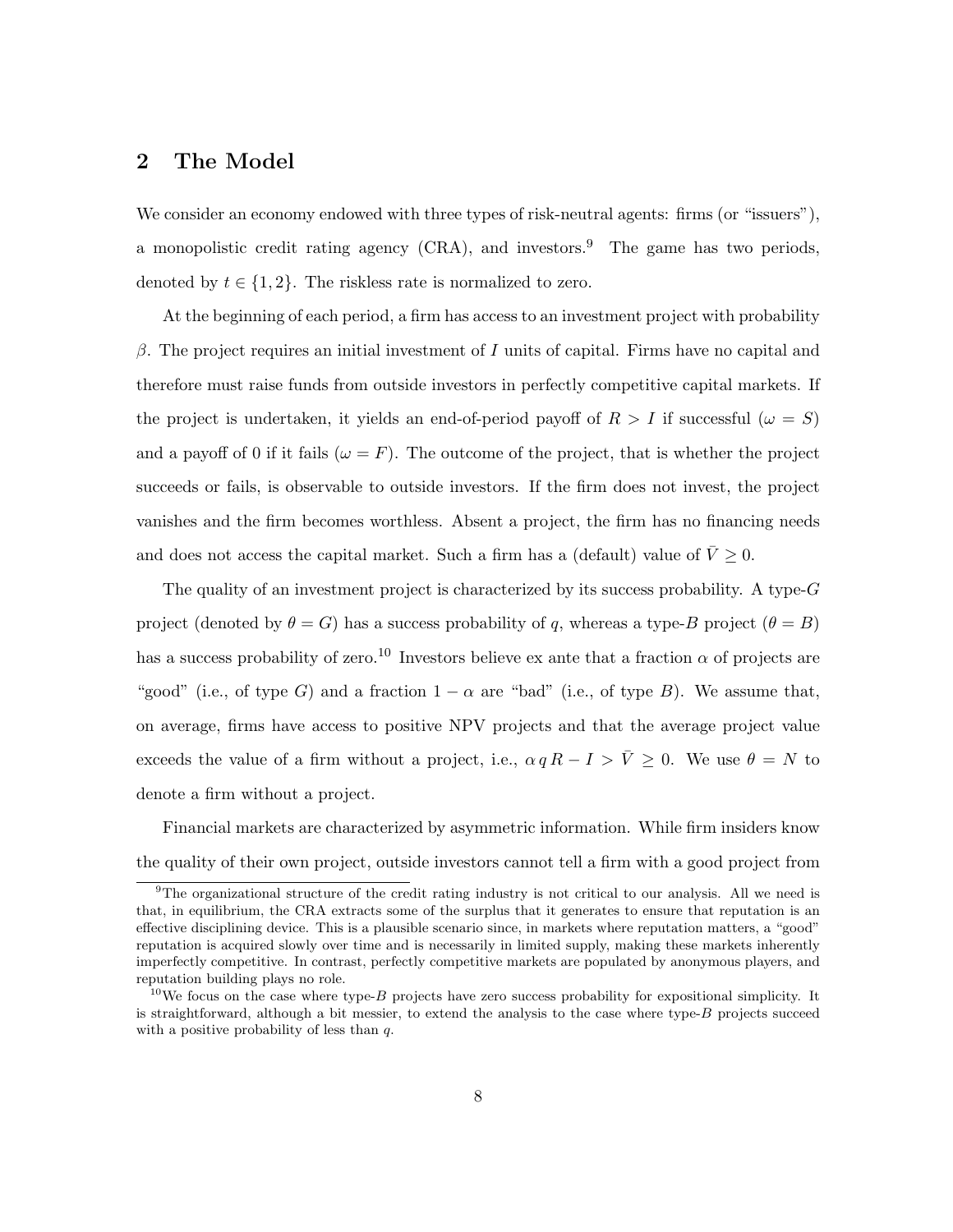## 2 The Model

We consider an economy endowed with three types of risk-neutral agents: firms (or "issuers"), a monopolistic credit rating agency (CRA), and investors.[9] The game has two periods, denoted by $t \in \{1, 2\}$. The riskless rate is normalized to zero.

At the beginning of each period, a firm has access to an investment project with probability $\beta$. The project requires an initial investment of $I$ units of capital. Firms have no capital and therefore must raise funds from outside investors in perfectly competitive capital markets. If the project is undertaken, it yields an end-of-period payoff of $R > I$ if successful ($\omega = S$) and a payoff of 0 if it fails ($\omega = F$). The outcome of the project, that is whether the project succeeds or fails, is observable to outside investors. If the firm does not invest, the project vanishes and the firm becomes worthless. Absent a project, the firm has no financing needs and does not access the capital market. Such a firm has a (default) value of $\bar{V} \geq 0$.

The quality of an investment project is characterized by its success probability. A type-$G$ project (denoted by $\theta = G$) has a success probability of $q$, whereas a type-$B$ project ($\theta = B$) has a success probability of zero.[10] Investors believe ex ante that a fraction $\alpha$ of projects are "good" (i.e., of type $G$) and a fraction $1 - \alpha$ are "bad" (i.e., of type $B$). We assume that, on average, firms have access to positive NPV projects and that the average project value exceeds the value of a firm without a project, i.e., $\alpha\, q\, R - I > \bar{V} \geq 0$. We use $\theta = N$ to denote a firm without a project.

Financial markets are characterized by asymmetric information. While firm insiders know the quality of their own project, outside investors cannot tell a firm with a good project from

---

[9] The organizational structure of the credit rating industry is not critical to our analysis. All we need is that, in equilibrium, the CRA extracts some of the surplus that it generates to ensure that reputation is an effective disciplining device. This is a plausible scenario since, in markets where reputation matters, a "good" reputation is acquired slowly over time and is necessarily in limited supply, making these markets inherently imperfectly competitive. In contrast, perfectly competitive markets are populated by anonymous players, and reputation building plays no role.

[10] We focus on the case where type-$B$ projects have zero success probability for expositional simplicity. It is straightforward, although a bit messier, to extend the analysis to the case where type-$B$ projects succeed with a positive probability of less than $q$.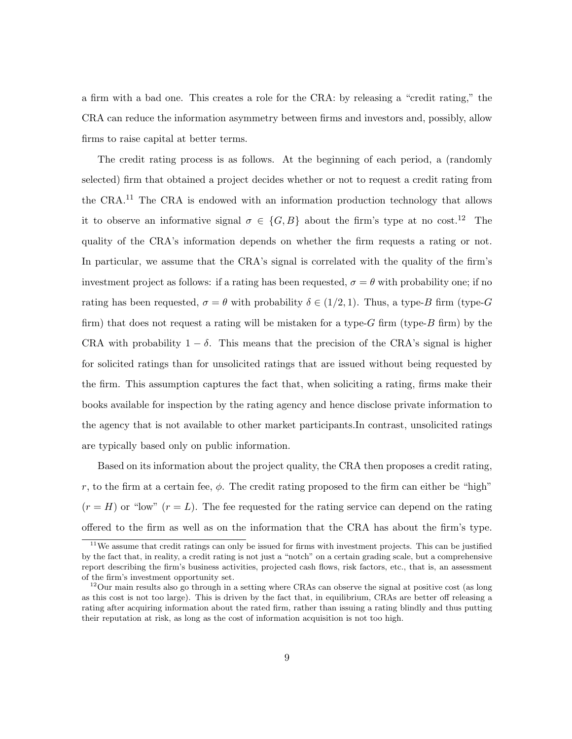a firm with a bad one. This creates a role for the CRA: by releasing a "credit rating," the CRA can reduce the information asymmetry between firms and investors and, possibly, allow firms to raise capital at better terms.

The credit rating process is as follows. At the beginning of each period, a (randomly selected) firm that obtained a project decides whether or not to request a credit rating from the CRA.[11] The CRA is endowed with an information production technology that allows it to observe an informative signal $\sigma \in \{G, B\}$ about the firm's type at no cost.[12] The quality of the CRA's information depends on whether the firm requests a rating or not. In particular, we assume that the CRA's signal is correlated with the quality of the firm's investment project as follows: if a rating has been requested, $\sigma = \theta$ with probability one; if no rating has been requested, $\sigma = \theta$ with probability $\delta \in (1/2, 1)$. Thus, a type-$B$ firm (type-$G$ firm) that does not request a rating will be mistaken for a type-$G$ firm (type-$B$ firm) by the CRA with probability $1 - \delta$. This means that the precision of the CRA's signal is higher for solicited ratings than for unsolicited ratings that are issued without being requested by the firm. This assumption captures the fact that, when soliciting a rating, firms make their books available for inspection by the rating agency and hence disclose private information to the agency that is not available to other market participants.In contrast, unsolicited ratings are typically based only on public information.

Based on its information about the project quality, the CRA then proposes a credit rating, $r$, to the firm at a certain fee, $\phi$. The credit rating proposed to the firm can either be "high" ($r = H$) or "low" ($r = L$). The fee requested for the rating service can depend on the rating offered to the firm as well as on the information that the CRA has about the firm's type.

[11] We assume that credit ratings can only be issued for firms with investment projects. This can be justified by the fact that, in reality, a credit rating is not just a "notch" on a certain grading scale, but a comprehensive report describing the firm's business activities, projected cash flows, risk factors, etc., that is, an assessment of the firm's investment opportunity set.

[12] Our main results also go through in a setting where CRAs can observe the signal at positive cost (as long as this cost is not too large). This is driven by the fact that, in equilibrium, CRAs are better off releasing a rating after acquiring information about the rated firm, rather than issuing a rating blindly and thus putting their reputation at risk, as long as the cost of information acquisition is not too high.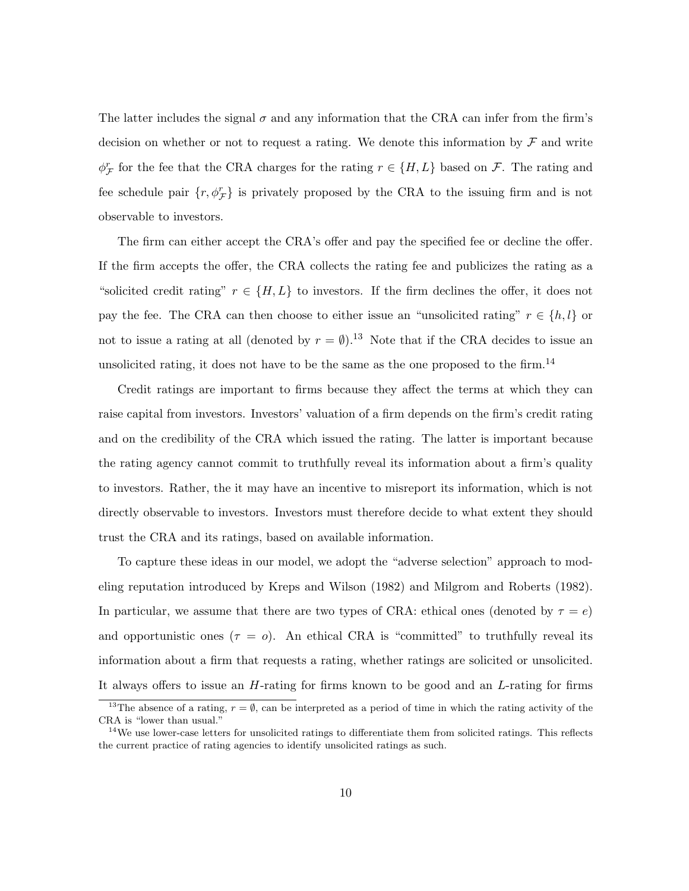The latter includes the signal $\sigma$ and any information that the CRA can infer from the firm's decision on whether or not to request a rating. We denote this information by $\mathcal{F}$ and write $\phi^r_{\mathcal{F}}$ for the fee that the CRA charges for the rating $r \in \{H, L\}$ based on $\mathcal{F}$. The rating and fee schedule pair $\{r, \phi^r_{\mathcal{F}}\}$ is privately proposed by the CRA to the issuing firm and is not observable to investors.

The firm can either accept the CRA's offer and pay the specified fee or decline the offer. If the firm accepts the offer, the CRA collects the rating fee and publicizes the rating as a "solicited credit rating" $r \in \{H, L\}$ to investors. If the firm declines the offer, it does not pay the fee. The CRA can then choose to either issue an "unsolicited rating" $r \in \{h, l\}$ or not to issue a rating at all (denoted by $r = \emptyset$).[13] Note that if the CRA decides to issue an unsolicited rating, it does not have to be the same as the one proposed to the firm.[14]

Credit ratings are important to firms because they affect the terms at which they can raise capital from investors. Investors' valuation of a firm depends on the firm's credit rating and on the credibility of the CRA which issued the rating. The latter is important because the rating agency cannot commit to truthfully reveal its information about a firm's quality to investors. Rather, the it may have an incentive to misreport its information, which is not directly observable to investors. Investors must therefore decide to what extent they should trust the CRA and its ratings, based on available information.

To capture these ideas in our model, we adopt the "adverse selection" approach to modeling reputation introduced by Kreps and Wilson (1982) and Milgrom and Roberts (1982). In particular, we assume that there are two types of CRA: ethical ones (denoted by $\tau = e$) and opportunistic ones ($\tau = o$). An ethical CRA is "committed" to truthfully reveal its information about a firm that requests a rating, whether ratings are solicited or unsolicited. It always offers to issue an $H$-rating for firms known to be good and an $L$-rating for firms

[13] The absence of a rating, $r = \emptyset$, can be interpreted as a period of time in which the rating activity of the CRA is "lower than usual."

[14] We use lower-case letters for unsolicited ratings to differentiate them from solicited ratings. This reflects the current practice of rating agencies to identify unsolicited ratings as such.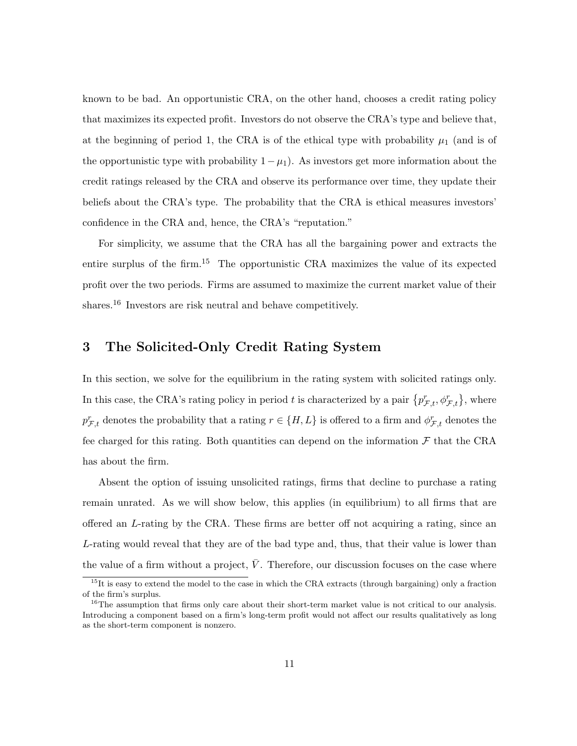known to be bad. An opportunistic CRA, on the other hand, chooses a credit rating policy that maximizes its expected profit. Investors do not observe the CRA's type and believe that, at the beginning of period 1, the CRA is of the ethical type with probability $\mu_1$ (and is of the opportunistic type with probability $1 - \mu_1$). As investors get more information about the credit ratings released by the CRA and observe its performance over time, they update their beliefs about the CRA's type. The probability that the CRA is ethical measures investors' confidence in the CRA and, hence, the CRA's "reputation."

For simplicity, we assume that the CRA has all the bargaining power and extracts the entire surplus of the firm.[15] The opportunistic CRA maximizes the value of its expected profit over the two periods. Firms are assumed to maximize the current market value of their shares.[16] Investors are risk neutral and behave competitively.

# 3 The Solicited-Only Credit Rating System

In this section, we solve for the equilibrium in the rating system with solicited ratings only. In this case, the CRA's rating policy in period $t$ is characterized by a pair $\left\{p^r_{\mathcal{F},t}, \phi^r_{\mathcal{F},t}\right\}$, where $p^r_{\mathcal{F},t}$ denotes the probability that a rating $r \in \{H, L\}$ is offered to a firm and $\phi^r_{\mathcal{F},t}$ denotes the fee charged for this rating. Both quantities can depend on the information $\mathcal{F}$ that the CRA has about the firm.

Absent the option of issuing unsolicited ratings, firms that decline to purchase a rating remain unrated. As we will show below, this applies (in equilibrium) to all firms that are offered an $L$-rating by the CRA. These firms are better off not acquiring a rating, since an $L$-rating would reveal that they are of the bad type and, thus, that their value is lower than the value of a firm without a project, $\bar{V}$. Therefore, our discussion focuses on the case where

[15] It is easy to extend the model to the case in which the CRA extracts (through bargaining) only a fraction of the firm's surplus.

[16] The assumption that firms only care about their short-term market value is not critical to our analysis. Introducing a component based on a firm's long-term profit would not affect our results qualitatively as long as the short-term component is nonzero.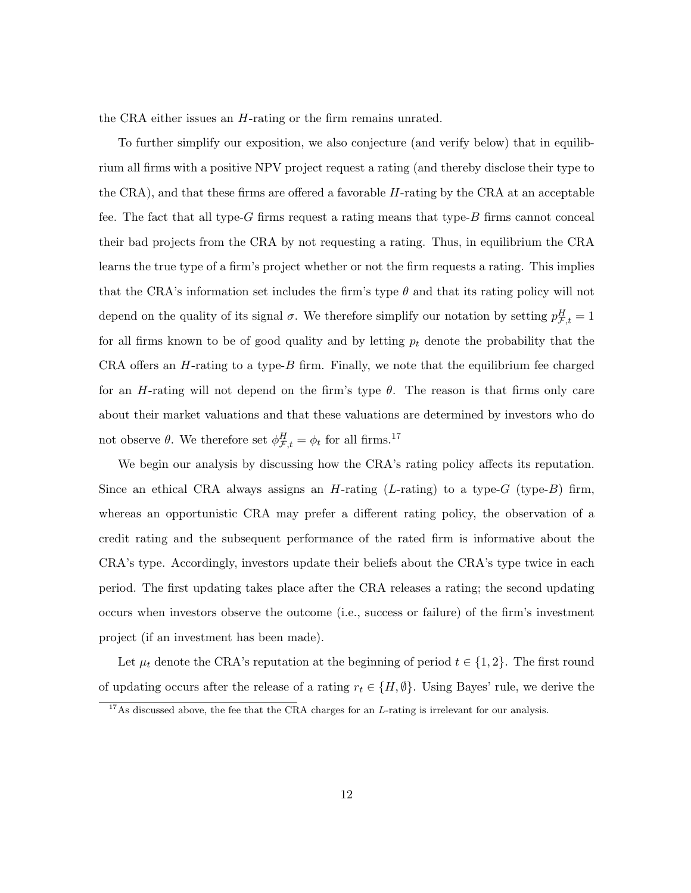the CRA either issues an $H$-rating or the firm remains unrated.

To further simplify our exposition, we also conjecture (and verify below) that in equilibrium all firms with a positive NPV project request a rating (and thereby disclose their type to the CRA), and that these firms are offered a favorable $H$-rating by the CRA at an acceptable fee. The fact that all type-$G$ firms request a rating means that type-$B$ firms cannot conceal their bad projects from the CRA by not requesting a rating. Thus, in equilibrium the CRA learns the true type of a firm's project whether or not the firm requests a rating. This implies that the CRA's information set includes the firm's type $\theta$ and that its rating policy will not depend on the quality of its signal $\sigma$. We therefore simplify our notation by setting $p^H_{\mathcal{F},t} = 1$ for all firms known to be of good quality and by letting $p_t$ denote the probability that the CRA offers an $H$-rating to a type-$B$ firm. Finally, we note that the equilibrium fee charged for an $H$-rating will not depend on the firm's type $\theta$. The reason is that firms only care about their market valuations and that these valuations are determined by investors who do not observe $\theta$. We therefore set $\phi^H_{\mathcal{F},t} = \phi_t$ for all firms.[17]

We begin our analysis by discussing how the CRA's rating policy affects its reputation. Since an ethical CRA always assigns an $H$-rating ($L$-rating) to a type-$G$ (type-$B$) firm, whereas an opportunistic CRA may prefer a different rating policy, the observation of a credit rating and the subsequent performance of the rated firm is informative about the CRA's type. Accordingly, investors update their beliefs about the CRA's type twice in each period. The first updating takes place after the CRA releases a rating; the second updating occurs when investors observe the outcome (i.e., success or failure) of the firm's investment project (if an investment has been made).

Let $\mu_t$ denote the CRA's reputation at the beginning of period $t \in \{1, 2\}$. The first round of updating occurs after the release of a rating $r_t \in \{H, \emptyset\}$. Using Bayes' rule, we derive the

[17] As discussed above, the fee that the CRA charges for an $L$-rating is irrelevant for our analysis.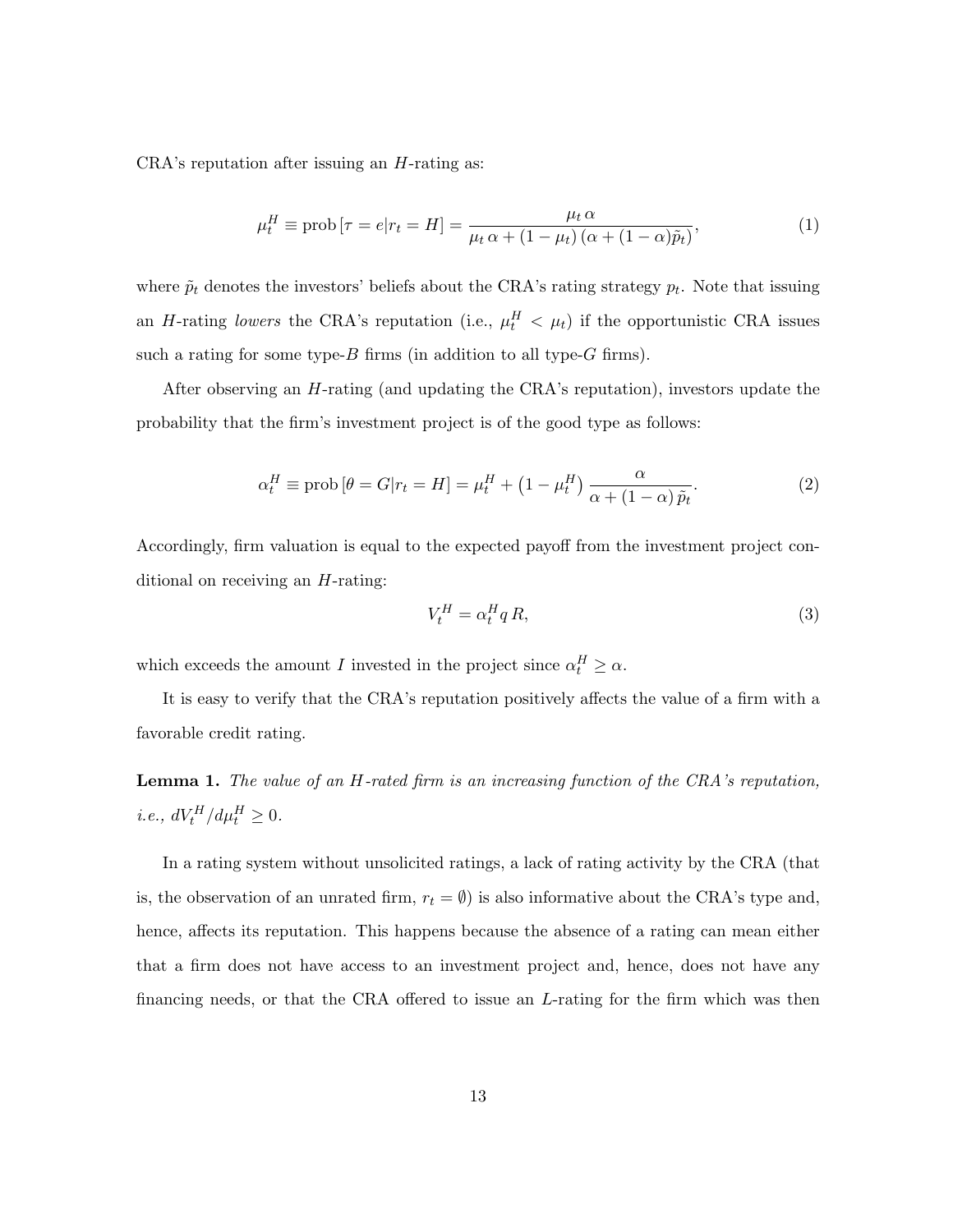CRA's reputation after issuing an $H$-rating as:

$$\mu_t^H \equiv \text{prob}\left[\tau = e | r_t = H\right] = \frac{\mu_t \, \alpha}{\mu_t \, \alpha + (1 - \mu_t) \, (\alpha + (1 - \alpha)\tilde{p}_t)}, \tag{1}$$

where $\tilde{p}_t$ denotes the investors' beliefs about the CRA's rating strategy $p_t$. Note that issuing an $H$-rating *lowers* the CRA's reputation (i.e., $\mu_t^H < \mu_t$) if the opportunistic CRA issues such a rating for some type-$B$ firms (in addition to all type-$G$ firms).

After observing an $H$-rating (and updating the CRA's reputation), investors update the probability that the firm's investment project is of the good type as follows:

$$\alpha_t^H \equiv \text{prob}\left[\theta = G | r_t = H\right] = \mu_t^H + \left(1 - \mu_t^H\right) \frac{\alpha}{\alpha + (1 - \alpha) \, \tilde{p}_t}. \tag{2}$$

Accordingly, firm valuation is equal to the expected payoff from the investment project conditional on receiving an $H$-rating:

$$V_t^H = \alpha_t^H q \, R, \tag{3}$$

which exceeds the amount $I$ invested in the project since $\alpha_t^H \geq \alpha$.

It is easy to verify that the CRA's reputation positively affects the value of a firm with a favorable credit rating.

**Lemma 1.** *The value of an $H$-rated firm is an increasing function of the CRA's reputation, i.e., $dV_t^H / d\mu_t^H \geq 0$.*

In a rating system without unsolicited ratings, a lack of rating activity by the CRA (that is, the observation of an unrated firm, $r_t = \emptyset$) is also informative about the CRA's type and, hence, affects its reputation. This happens because the absence of a rating can mean either that a firm does not have access to an investment project and, hence, does not have any financing needs, or that the CRA offered to issue an $L$-rating for the firm which was then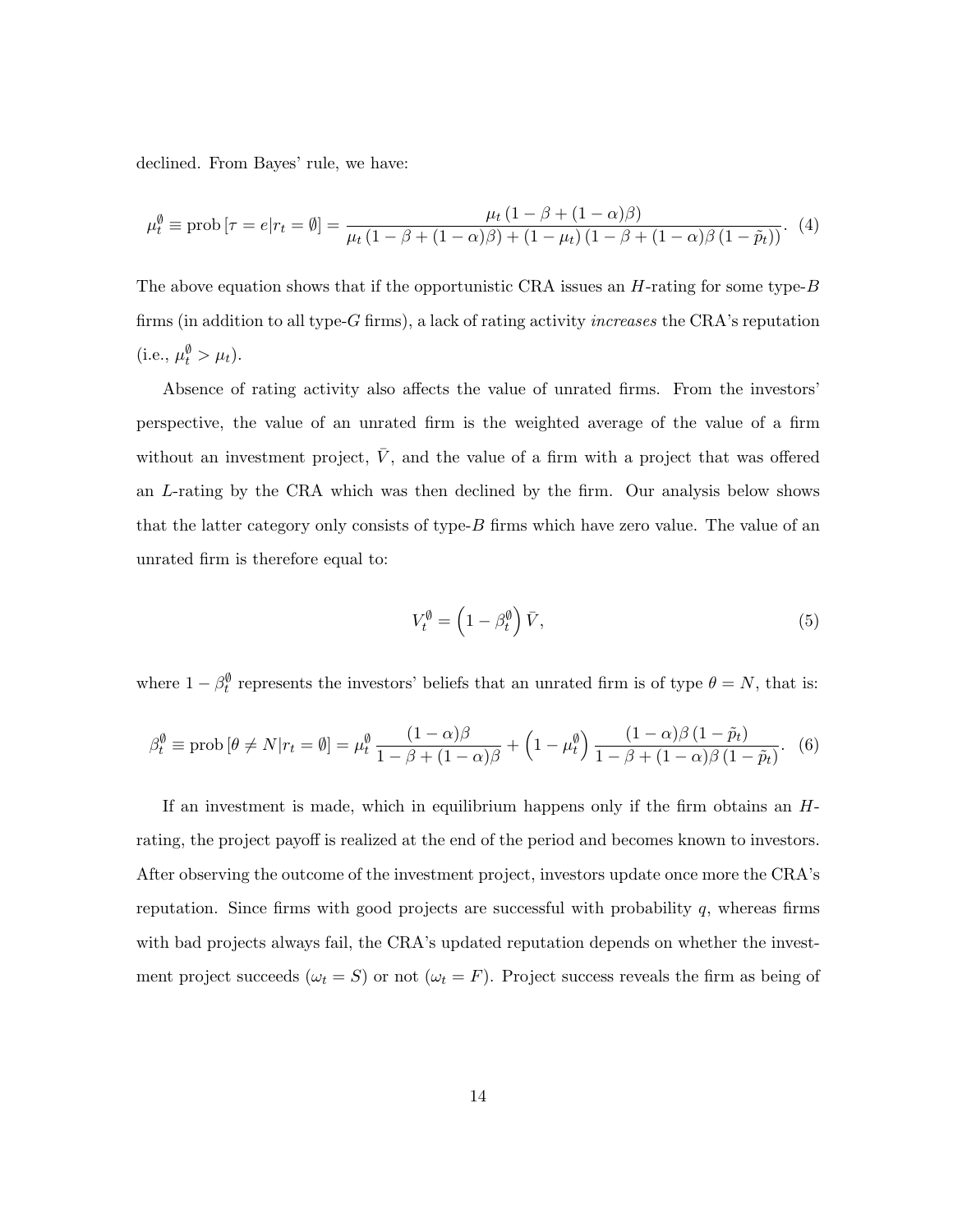declined. From Bayes' rule, we have:

$$\mu_t^{\emptyset} \equiv \text{prob}\left[\tau = e | r_t = \emptyset\right] = \frac{\mu_t \left(1 - \beta + (1-\alpha)\beta\right)}{\mu_t \left(1 - \beta + (1-\alpha)\beta\right) + (1-\mu_t)\left(1 - \beta + (1-\alpha)\beta\left(1 - \tilde{p}_t\right)\right)}. \quad (4)$$

The above equation shows that if the opportunistic CRA issues an $H$-rating for some type-$B$ firms (in addition to all type-$G$ firms), a lack of rating activity *increases* the CRA's reputation (i.e., $\mu_t^{\emptyset} > \mu_t$).

Absence of rating activity also affects the value of unrated firms. From the investors' perspective, the value of an unrated firm is the weighted average of the value of a firm without an investment project, $\bar{V}$, and the value of a firm with a project that was offered an $L$-rating by the CRA which was then declined by the firm. Our analysis below shows that the latter category only consists of type-$B$ firms which have zero value. The value of an unrated firm is therefore equal to:

$$V_t^{\emptyset} = \left(1 - \beta_t^{\emptyset}\right)\bar{V}, \quad (5)$$

where $1 - \beta_t^{\emptyset}$ represents the investors' beliefs that an unrated firm is of type $\theta = N$, that is:

$$\beta_t^{\emptyset} \equiv \text{prob}\left[\theta \neq N | r_t = \emptyset\right] = \mu_t^{\emptyset} \frac{(1-\alpha)\beta}{1 - \beta + (1-\alpha)\beta} + \left(1 - \mu_t^{\emptyset}\right) \frac{(1-\alpha)\beta\left(1 - \tilde{p}_t\right)}{1 - \beta + (1-\alpha)\beta\left(1 - \tilde{p}_t\right)}. \quad (6)$$

If an investment is made, which in equilibrium happens only if the firm obtains an $H$-rating, the project payoff is realized at the end of the period and becomes known to investors. After observing the outcome of the investment project, investors update once more the CRA's reputation. Since firms with good projects are successful with probability $q$, whereas firms with bad projects always fail, the CRA's updated reputation depends on whether the investment project succeeds ($\omega_t = S$) or not ($\omega_t = F$). Project success reveals the firm as being of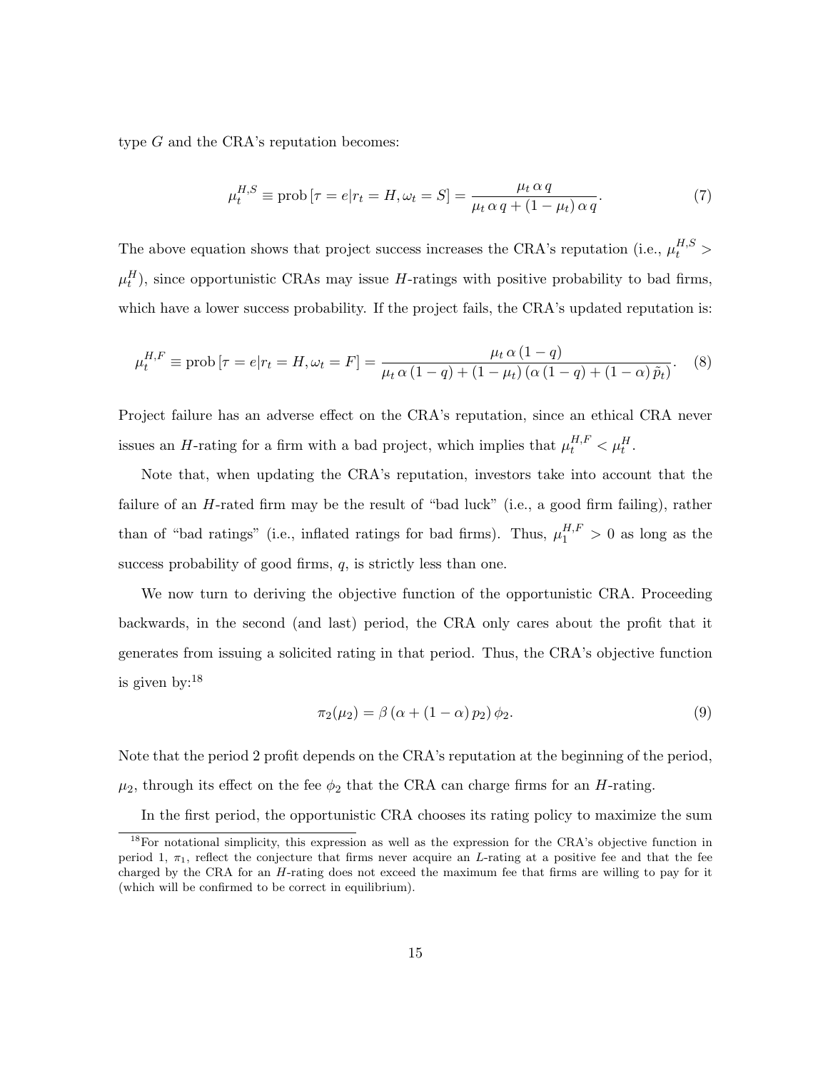type $G$ and the CRA's reputation becomes:

$$\mu_t^{H,S} \equiv \text{prob}\left[\tau = e | r_t = H, \omega_t = S\right] = \frac{\mu_t \, \alpha \, q}{\mu_t \, \alpha \, q + (1 - \mu_t) \, \alpha \, q}. \tag{7}$$

The above equation shows that project success increases the CRA's reputation (i.e., $\mu_t^{H,S} > \mu_t^H$), since opportunistic CRAs may issue $H$-ratings with positive probability to bad firms, which have a lower success probability. If the project fails, the CRA's updated reputation is:

$$\mu_t^{H,F} \equiv \text{prob}\left[\tau = e | r_t = H, \omega_t = F\right] = \frac{\mu_t \, \alpha \, (1 - q)}{\mu_t \, \alpha \, (1 - q) + (1 - \mu_t) \, (\alpha \, (1 - q) + (1 - \alpha) \, \tilde{p}_t)}. \tag{8}$$

Project failure has an adverse effect on the CRA's reputation, since an ethical CRA never issues an $H$-rating for a firm with a bad project, which implies that $\mu_t^{H,F} < \mu_t^H$.

Note that, when updating the CRA's reputation, investors take into account that the failure of an $H$-rated firm may be the result of "bad luck" (i.e., a good firm failing), rather than of "bad ratings" (i.e., inflated ratings for bad firms). Thus, $\mu_1^{H,F} > 0$ as long as the success probability of good firms, $q$, is strictly less than one.

We now turn to deriving the objective function of the opportunistic CRA. Proceeding backwards, in the second (and last) period, the CRA only cares about the profit that it generates from issuing a solicited rating in that period. Thus, the CRA's objective function is given by:[18]

$$\pi_2(\mu_2) = \beta \, (\alpha + (1 - \alpha) \, p_2) \, \phi_2. \tag{9}$$

Note that the period 2 profit depends on the CRA's reputation at the beginning of the period, $\mu_2$, through its effect on the fee $\phi_2$ that the CRA can charge firms for an $H$-rating.

In the first period, the opportunistic CRA chooses its rating policy to maximize the sum

[18] For notational simplicity, this expression as well as the expression for the CRA's objective function in period 1, $\pi_1$, reflect the conjecture that firms never acquire an $L$-rating at a positive fee and that the fee charged by the CRA for an $H$-rating does not exceed the maximum fee that firms are willing to pay for it (which will be confirmed to be correct in equilibrium).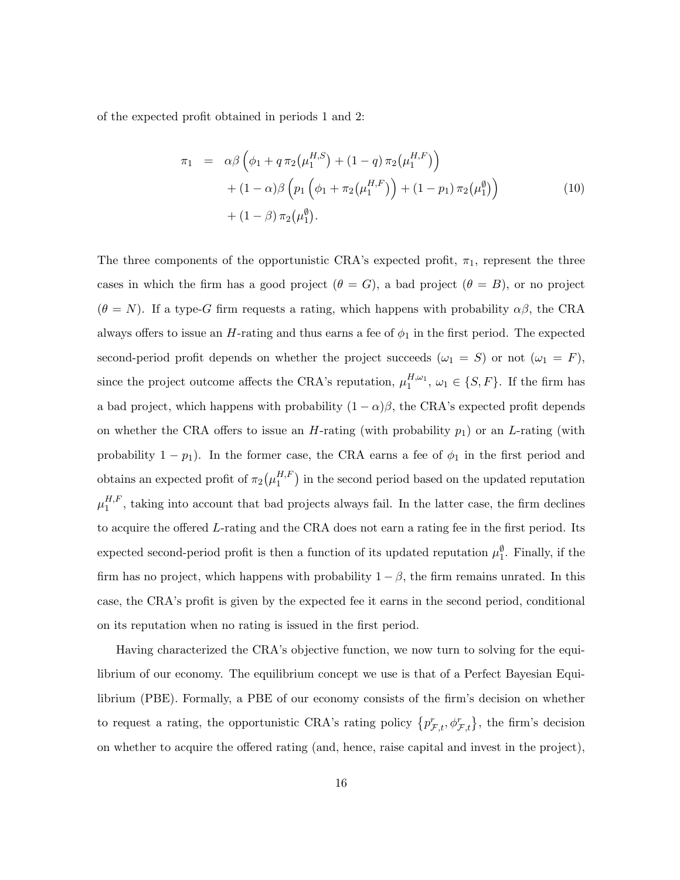of the expected profit obtained in periods 1 and 2:

$$
\begin{aligned}
\pi_1 \;=\;& \alpha\beta \left(\phi_1 + q\,\pi_2\big(\mu_1^{H,S}\big) + (1-q)\,\pi_2\big(\mu_1^{H,F}\big)\right) \\
& + (1-\alpha)\beta \left(p_1 \left(\phi_1 + \pi_2\big(\mu_1^{H,F}\big)\right) + (1-p_1)\,\pi_2\big(\mu_1^{\emptyset}\big)\right) \\
& + (1-\beta)\,\pi_2\big(\mu_1^{\emptyset}\big).
\end{aligned}
\tag{10}
$$

The three components of the opportunistic CRA's expected profit, $\pi_1$, represent the three cases in which the firm has a good project ($\theta = G$), a bad project ($\theta = B$), or no project ($\theta = N$). If a type-$G$ firm requests a rating, which happens with probability $\alpha\beta$, the CRA always offers to issue an $H$-rating and thus earns a fee of $\phi_1$ in the first period. The expected second-period profit depends on whether the project succeeds ($\omega_1 = S$) or not ($\omega_1 = F$), since the project outcome affects the CRA's reputation, $\mu_1^{H,\omega_1}$, $\omega_1 \in \{S, F\}$. If the firm has a bad project, which happens with probability $(1-\alpha)\beta$, the CRA's expected profit depends on whether the CRA offers to issue an $H$-rating (with probability $p_1$) or an $L$-rating (with probability $1 - p_1$). In the former case, the CRA earns a fee of $\phi_1$ in the first period and obtains an expected profit of $\pi_2\big(\mu_1^{H,F}\big)$ in the second period based on the updated reputation $\mu_1^{H,F}$, taking into account that bad projects always fail. In the latter case, the firm declines to acquire the offered $L$-rating and the CRA does not earn a rating fee in the first period. Its expected second-period profit is then a function of its updated reputation $\mu_1^{\emptyset}$. Finally, if the firm has no project, which happens with probability $1 - \beta$, the firm remains unrated. In this case, the CRA's profit is given by the expected fee it earns in the second period, conditional on its reputation when no rating is issued in the first period.

Having characterized the CRA's objective function, we now turn to solving for the equilibrium of our economy. The equilibrium concept we use is that of a Perfect Bayesian Equilibrium (PBE). Formally, a PBE of our economy consists of the firm's decision on whether to request a rating, the opportunistic CRA's rating policy $\left\{p^r_{\mathcal{F},t}, \phi^r_{\mathcal{F},t}\right\}$, the firm's decision on whether to acquire the offered rating (and, hence, raise capital and invest in the project),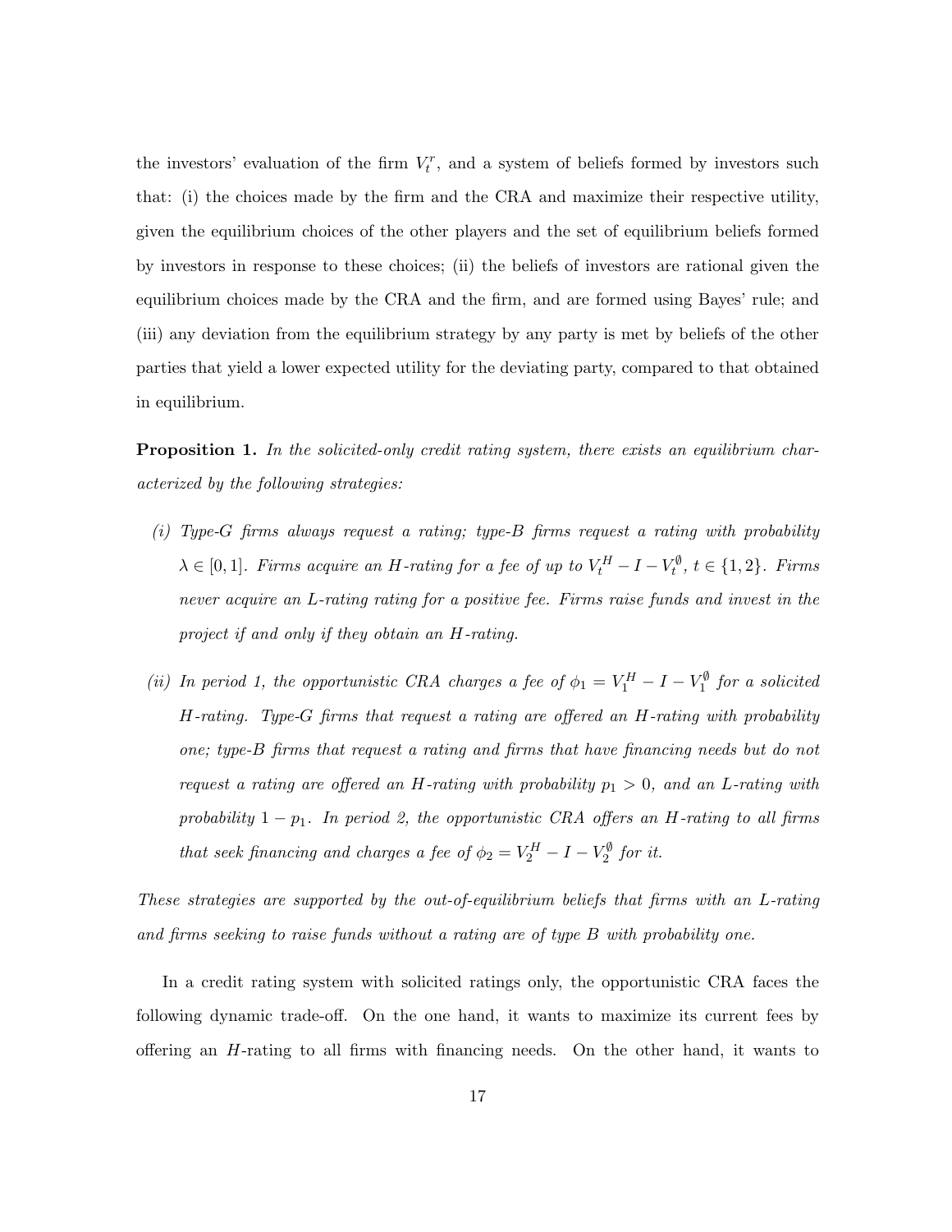the investors' evaluation of the firm $V_t^r$, and a system of beliefs formed by investors such that: (i) the choices made by the firm and the CRA and maximize their respective utility, given the equilibrium choices of the other players and the set of equilibrium beliefs formed by investors in response to these choices; (ii) the beliefs of investors are rational given the equilibrium choices made by the CRA and the firm, and are formed using Bayes' rule; and (iii) any deviation from the equilibrium strategy by any party is met by beliefs of the other parties that yield a lower expected utility for the deviating party, compared to that obtained in equilibrium.

**Proposition 1.** *In the solicited-only credit rating system, there exists an equilibrium characterized by the following strategies:*

*(i) Type-G firms always request a rating; type-B firms request a rating with probability $\lambda \in [0, 1]$. Firms acquire an H-rating for a fee of up to $V_t^H - I - V_t^{\emptyset}$, $t \in \{1, 2\}$. Firms never acquire an L-rating rating for a positive fee. Firms raise funds and invest in the project if and only if they obtain an H-rating.*

*(ii) In period 1, the opportunistic CRA charges a fee of $\phi_1 = V_1^H - I - V_1^{\emptyset}$ for a solicited H-rating. Type-G firms that request a rating are offered an H-rating with probability one; type-B firms that request a rating and firms that have financing needs but do not request a rating are offered an H-rating with probability $p_1 > 0$, and an L-rating with probability $1 - p_1$. In period 2, the opportunistic CRA offers an H-rating to all firms that seek financing and charges a fee of $\phi_2 = V_2^H - I - V_2^{\emptyset}$ for it.*

*These strategies are supported by the out-of-equilibrium beliefs that firms with an L-rating and firms seeking to raise funds without a rating are of type B with probability one.*

In a credit rating system with solicited ratings only, the opportunistic CRA faces the following dynamic trade-off. On the one hand, it wants to maximize its current fees by offering an $H$-rating to all firms with financing needs. On the other hand, it wants to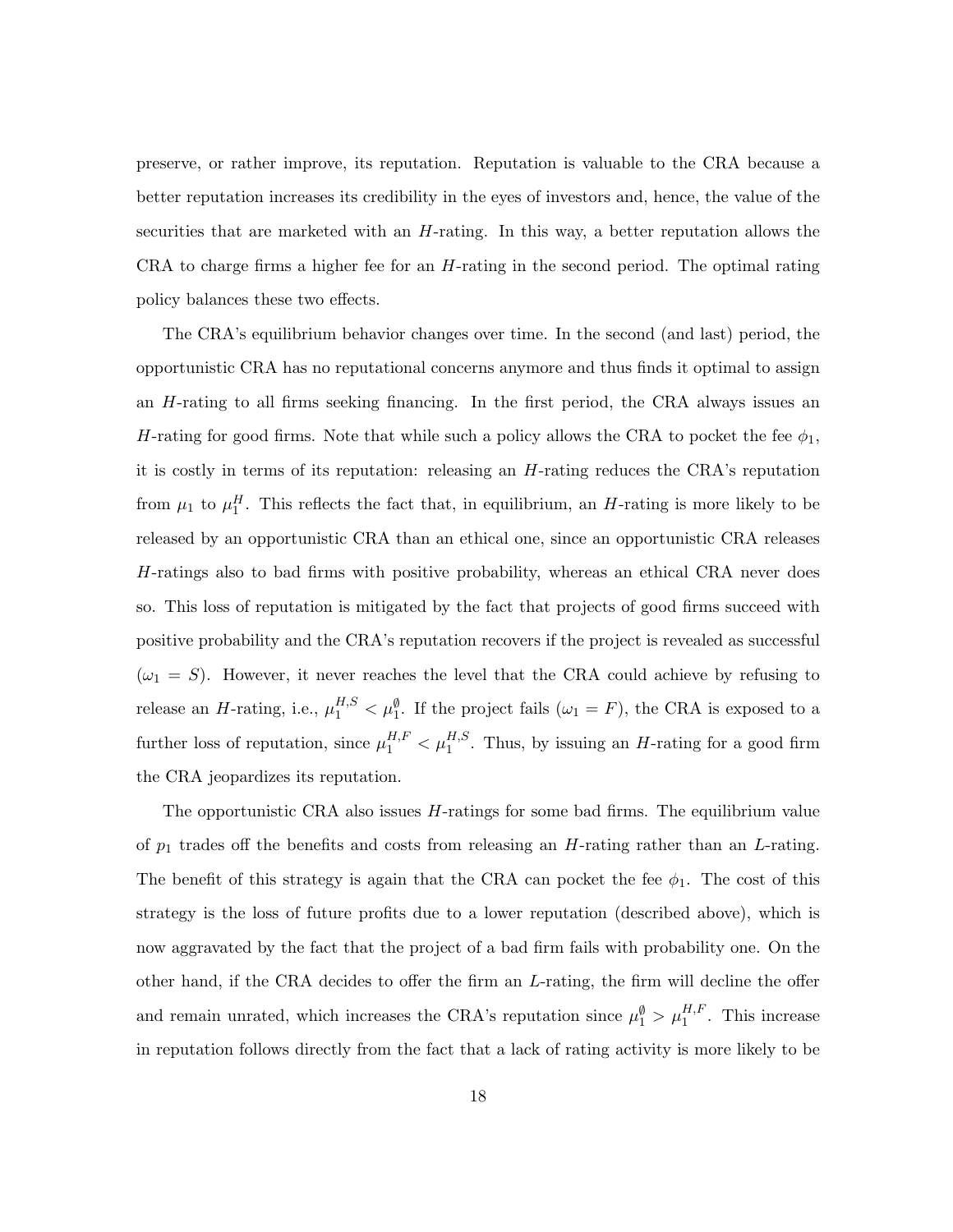preserve, or rather improve, its reputation. Reputation is valuable to the CRA because a better reputation increases its credibility in the eyes of investors and, hence, the value of the securities that are marketed with an $H$-rating. In this way, a better reputation allows the CRA to charge firms a higher fee for an $H$-rating in the second period. The optimal rating policy balances these two effects.

The CRA's equilibrium behavior changes over time. In the second (and last) period, the opportunistic CRA has no reputational concerns anymore and thus finds it optimal to assign an $H$-rating to all firms seeking financing. In the first period, the CRA always issues an $H$-rating for good firms. Note that while such a policy allows the CRA to pocket the fee $\phi_1$, it is costly in terms of its reputation: releasing an $H$-rating reduces the CRA's reputation from $\mu_1$ to $\mu_1^H$. This reflects the fact that, in equilibrium, an $H$-rating is more likely to be released by an opportunistic CRA than an ethical one, since an opportunistic CRA releases $H$-ratings also to bad firms with positive probability, whereas an ethical CRA never does so. This loss of reputation is mitigated by the fact that projects of good firms succeed with positive probability and the CRA's reputation recovers if the project is revealed as successful ($\omega_1 = S$). However, it never reaches the level that the CRA could achieve by refusing to release an $H$-rating, i.e., $\mu_1^{H,S} < \mu_1^{\emptyset}$. If the project fails ($\omega_1 = F$), the CRA is exposed to a further loss of reputation, since $\mu_1^{H,F} < \mu_1^{H,S}$. Thus, by issuing an $H$-rating for a good firm the CRA jeopardizes its reputation.

The opportunistic CRA also issues $H$-ratings for some bad firms. The equilibrium value of $p_1$ trades off the benefits and costs from releasing an $H$-rating rather than an $L$-rating. The benefit of this strategy is again that the CRA can pocket the fee $\phi_1$. The cost of this strategy is the loss of future profits due to a lower reputation (described above), which is now aggravated by the fact that the project of a bad firm fails with probability one. On the other hand, if the CRA decides to offer the firm an $L$-rating, the firm will decline the offer and remain unrated, which increases the CRA's reputation since $\mu_1^{\emptyset} > \mu_1^{H,F}$. This increase in reputation follows directly from the fact that a lack of rating activity is more likely to be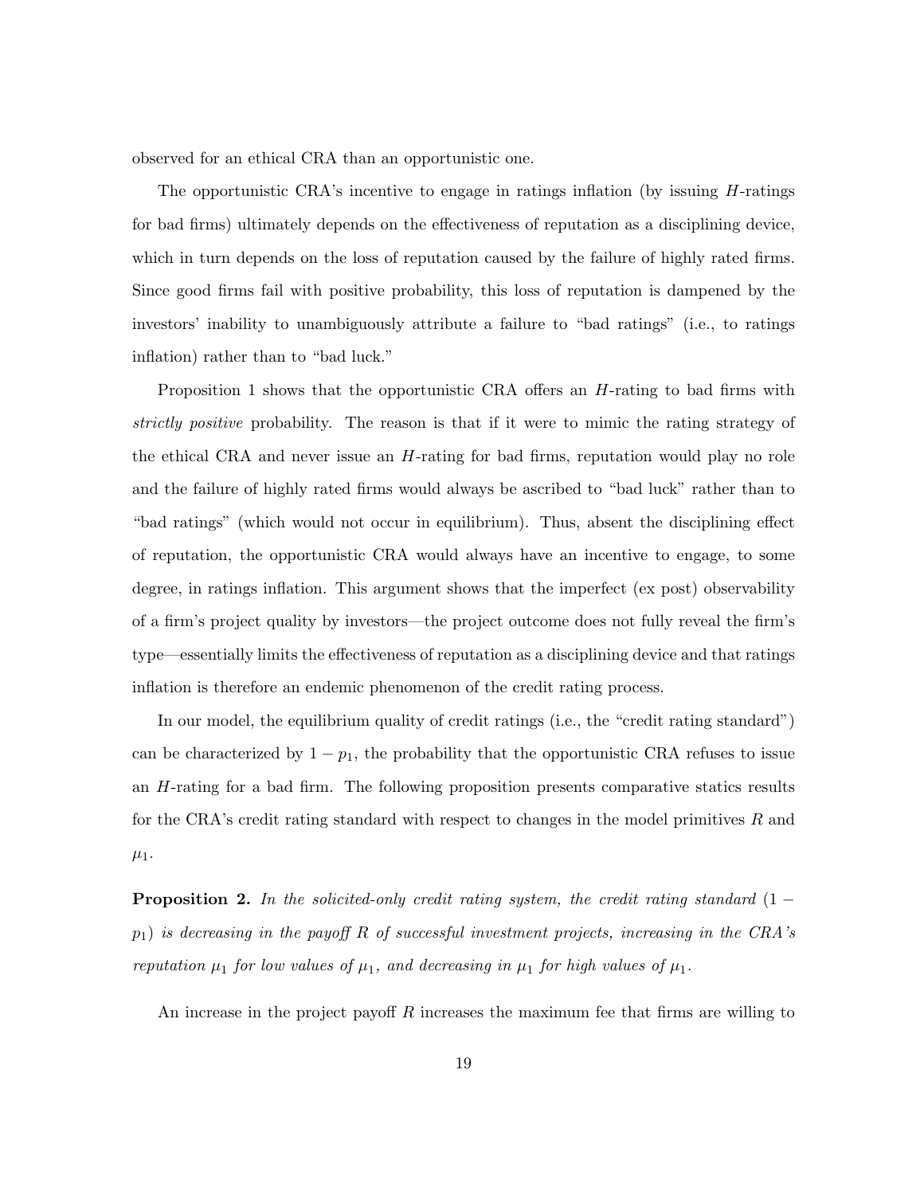observed for an ethical CRA than an opportunistic one.

The opportunistic CRA's incentive to engage in ratings inflation (by issuing $H$-ratings for bad firms) ultimately depends on the effectiveness of reputation as a disciplining device, which in turn depends on the loss of reputation caused by the failure of highly rated firms. Since good firms fail with positive probability, this loss of reputation is dampened by the investors' inability to unambiguously attribute a failure to "bad ratings" (i.e., to ratings inflation) rather than to "bad luck."

Proposition 1 shows that the opportunistic CRA offers an $H$-rating to bad firms with *strictly positive* probability. The reason is that if it were to mimic the rating strategy of the ethical CRA and never issue an $H$-rating for bad firms, reputation would play no role and the failure of highly rated firms would always be ascribed to "bad luck" rather than to "bad ratings" (which would not occur in equilibrium). Thus, absent the disciplining effect of reputation, the opportunistic CRA would always have an incentive to engage, to some degree, in ratings inflation. This argument shows that the imperfect (ex post) observability of a firm's project quality by investors—the project outcome does not fully reveal the firm's type—essentially limits the effectiveness of reputation as a disciplining device and that ratings inflation is therefore an endemic phenomenon of the credit rating process.

In our model, the equilibrium quality of credit ratings (i.e., the "credit rating standard") can be characterized by $1 - p_1$, the probability that the opportunistic CRA refuses to issue an $H$-rating for a bad firm. The following proposition presents comparative statics results for the CRA's credit rating standard with respect to changes in the model primitives $R$ and $\mu_1$.

**Proposition 2.** *In the solicited-only credit rating system, the credit rating standard* $(1 - p_1)$ *is decreasing in the payoff* $R$ *of successful investment projects, increasing in the CRA's reputation* $\mu_1$ *for low values of* $\mu_1$*, and decreasing in* $\mu_1$ *for high values of* $\mu_1$*.*

An increase in the project payoff $R$ increases the maximum fee that firms are willing to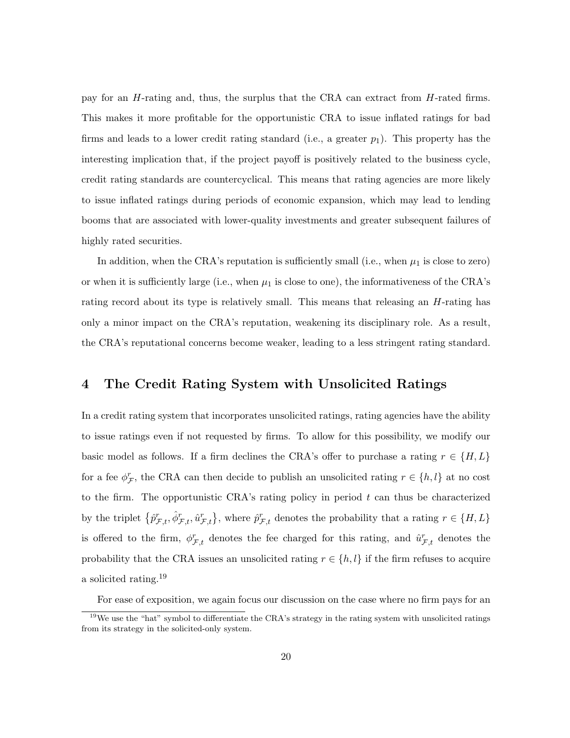pay for an $H$-rating and, thus, the surplus that the CRA can extract from $H$-rated firms. This makes it more profitable for the opportunistic CRA to issue inflated ratings for bad firms and leads to a lower credit rating standard (i.e., a greater $p_1$). This property has the interesting implication that, if the project payoff is positively related to the business cycle, credit rating standards are countercyclical. This means that rating agencies are more likely to issue inflated ratings during periods of economic expansion, which may lead to lending booms that are associated with lower-quality investments and greater subsequent failures of highly rated securities.

In addition, when the CRA's reputation is sufficiently small (i.e., when $\mu_1$ is close to zero) or when it is sufficiently large (i.e., when $\mu_1$ is close to one), the informativeness of the CRA's rating record about its type is relatively small. This means that releasing an $H$-rating has only a minor impact on the CRA's reputation, weakening its disciplinary role. As a result, the CRA's reputational concerns become weaker, leading to a less stringent rating standard.

# 4 The Credit Rating System with Unsolicited Ratings

In a credit rating system that incorporates unsolicited ratings, rating agencies have the ability to issue ratings even if not requested by firms. To allow for this possibility, we modify our basic model as follows. If a firm declines the CRA's offer to purchase a rating $r \in \{H, L\}$ for a fee $\phi^r_{\mathcal{F}}$, the CRA can then decide to publish an unsolicited rating $r \in \{h, l\}$ at no cost to the firm. The opportunistic CRA's rating policy in period $t$ can thus be characterized by the triplet $\{\hat{p}^r_{\mathcal{F},t}, \hat{\phi}^r_{\mathcal{F},t}, \hat{u}^r_{\mathcal{F},t}\}$, where $\hat{p}^r_{\mathcal{F},t}$ denotes the probability that a rating $r \in \{H, L\}$ is offered to the firm, $\phi^r_{\mathcal{F},t}$ denotes the fee charged for this rating, and $\hat{u}^r_{\mathcal{F},t}$ denotes the probability that the CRA issues an unsolicited rating $r \in \{h, l\}$ if the firm refuses to acquire a solicited rating.[19]

For ease of exposition, we again focus our discussion on the case where no firm pays for an

[19] We use the "hat" symbol to differentiate the CRA's strategy in the rating system with unsolicited ratings from its strategy in the solicited-only system.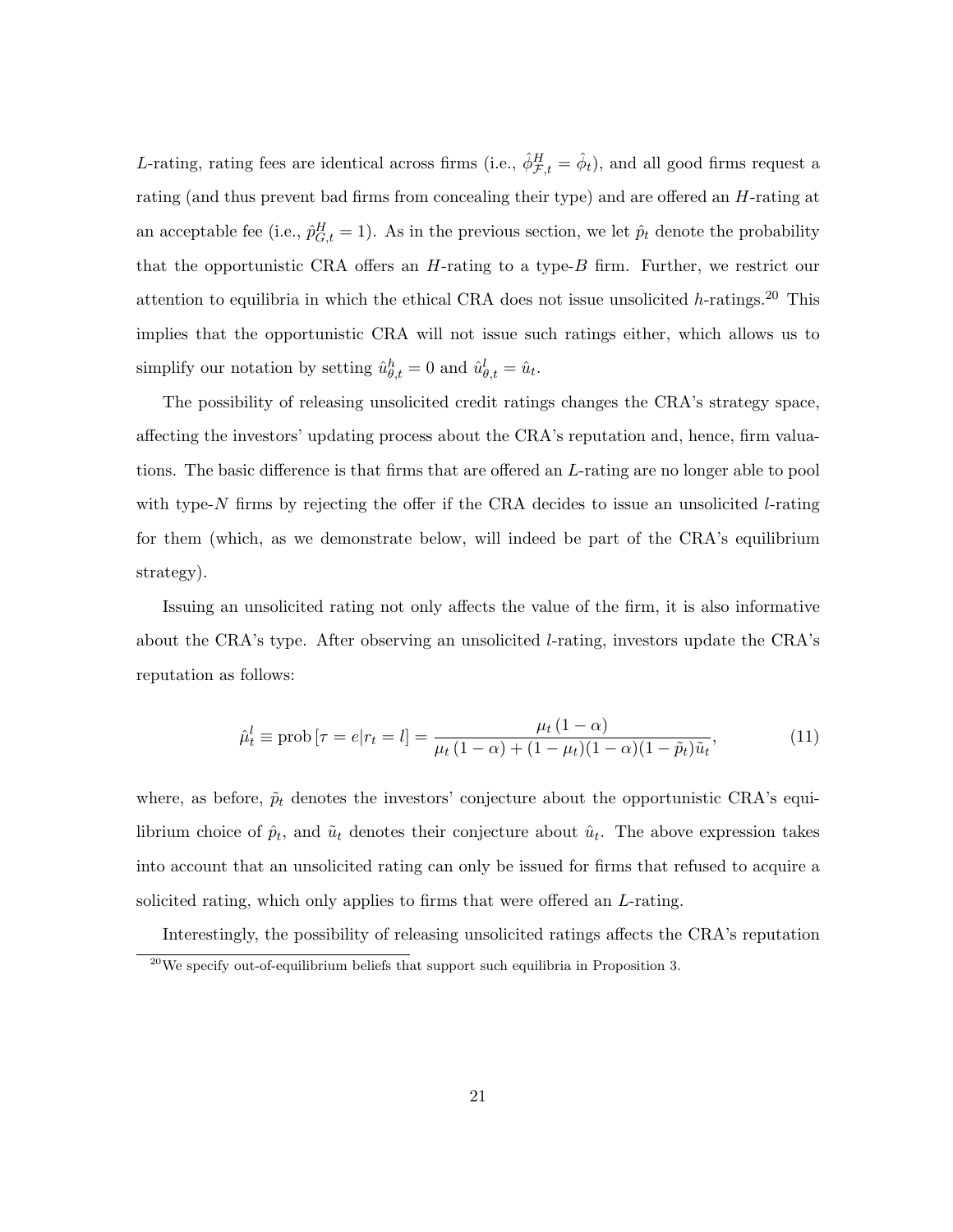$L$-rating, rating fees are identical across firms (i.e., $\hat{\phi}^H_{\mathcal{F},t} = \hat{\phi}_t$), and all good firms request a rating (and thus prevent bad firms from concealing their type) and are offered an $H$-rating at an acceptable fee (i.e., $\hat{p}^H_{G,t} = 1$). As in the previous section, we let $\hat{p}_t$ denote the probability that the opportunistic CRA offers an $H$-rating to a type-$B$ firm. Further, we restrict our attention to equilibria in which the ethical CRA does not issue unsolicited $h$-ratings.[20] This implies that the opportunistic CRA will not issue such ratings either, which allows us to simplify our notation by setting $\hat{u}^h_{\theta,t} = 0$ and $\hat{u}^l_{\theta,t} = \hat{u}_t$.

The possibility of releasing unsolicited credit ratings changes the CRA's strategy space, affecting the investors' updating process about the CRA's reputation and, hence, firm valuations. The basic difference is that firms that are offered an $L$-rating are no longer able to pool with type-$N$ firms by rejecting the offer if the CRA decides to issue an unsolicited $l$-rating for them (which, as we demonstrate below, will indeed be part of the CRA's equilibrium strategy).

Issuing an unsolicited rating not only affects the value of the firm, it is also informative about the CRA's type. After observing an unsolicited $l$-rating, investors update the CRA's reputation as follows:

$$\hat{\mu}^l_t \equiv \text{prob}\left[\tau = e | r_t = l\right] = \frac{\mu_t (1-\alpha)}{\mu_t (1-\alpha) + (1-\mu_t)(1-\alpha)(1-\tilde{p}_t)\tilde{u}_t}, \tag{11}$$

where, as before, $\tilde{p}_t$ denotes the investors' conjecture about the opportunistic CRA's equilibrium choice of $\hat{p}_t$, and $\tilde{u}_t$ denotes their conjecture about $\hat{u}_t$. The above expression takes into account that an unsolicited rating can only be issued for firms that refused to acquire a solicited rating, which only applies to firms that were offered an $L$-rating.

Interestingly, the possibility of releasing unsolicited ratings affects the CRA's reputation

[20] We specify out-of-equilibrium beliefs that support such equilibria in Proposition 3.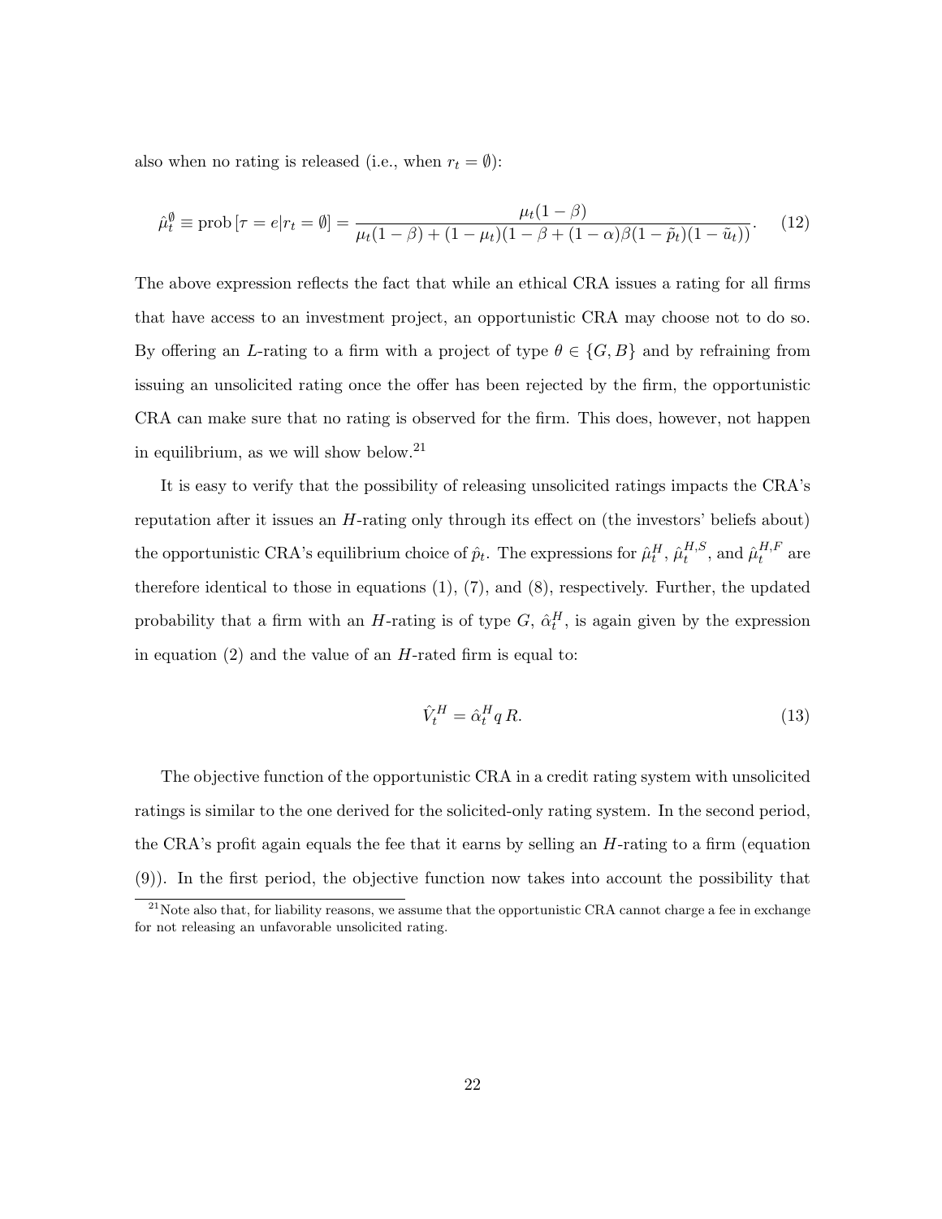also when no rating is released (i.e., when $r_t = \emptyset$):

$$\hat{\mu}_t^{\emptyset} \equiv \text{prob}\left[\tau = e | r_t = \emptyset\right] = \frac{\mu_t(1-\beta)}{\mu_t(1-\beta) + (1-\mu_t)(1-\beta+(1-\alpha)\beta(1-\tilde{p}_t)(1-\tilde{u}_t))}. \quad (12)$$

The above expression reflects the fact that while an ethical CRA issues a rating for all firms that have access to an investment project, an opportunistic CRA may choose not to do so. By offering an $L$-rating to a firm with a project of type $\theta \in \{G, B\}$ and by refraining from issuing an unsolicited rating once the offer has been rejected by the firm, the opportunistic CRA can make sure that no rating is observed for the firm. This does, however, not happen in equilibrium, as we will show below.[21]

It is easy to verify that the possibility of releasing unsolicited ratings impacts the CRA's reputation after it issues an $H$-rating only through its effect on (the investors' beliefs about) the opportunistic CRA's equilibrium choice of $\hat{p}_t$. The expressions for $\hat{\mu}_t^H$, $\hat{\mu}_t^{H,S}$, and $\hat{\mu}_t^{H,F}$ are therefore identical to those in equations (1), (7), and (8), respectively. Further, the updated probability that a firm with an $H$-rating is of type $G$, $\hat{\alpha}_t^H$, is again given by the expression in equation (2) and the value of an $H$-rated firm is equal to:

$$\hat{V}_t^H = \hat{\alpha}_t^H q\, R. \quad (13)$$

The objective function of the opportunistic CRA in a credit rating system with unsolicited ratings is similar to the one derived for the solicited-only rating system. In the second period, the CRA's profit again equals the fee that it earns by selling an $H$-rating to a firm (equation (9)). In the first period, the objective function now takes into account the possibility that

[21] Note also that, for liability reasons, we assume that the opportunistic CRA cannot charge a fee in exchange for not releasing an unfavorable unsolicited rating.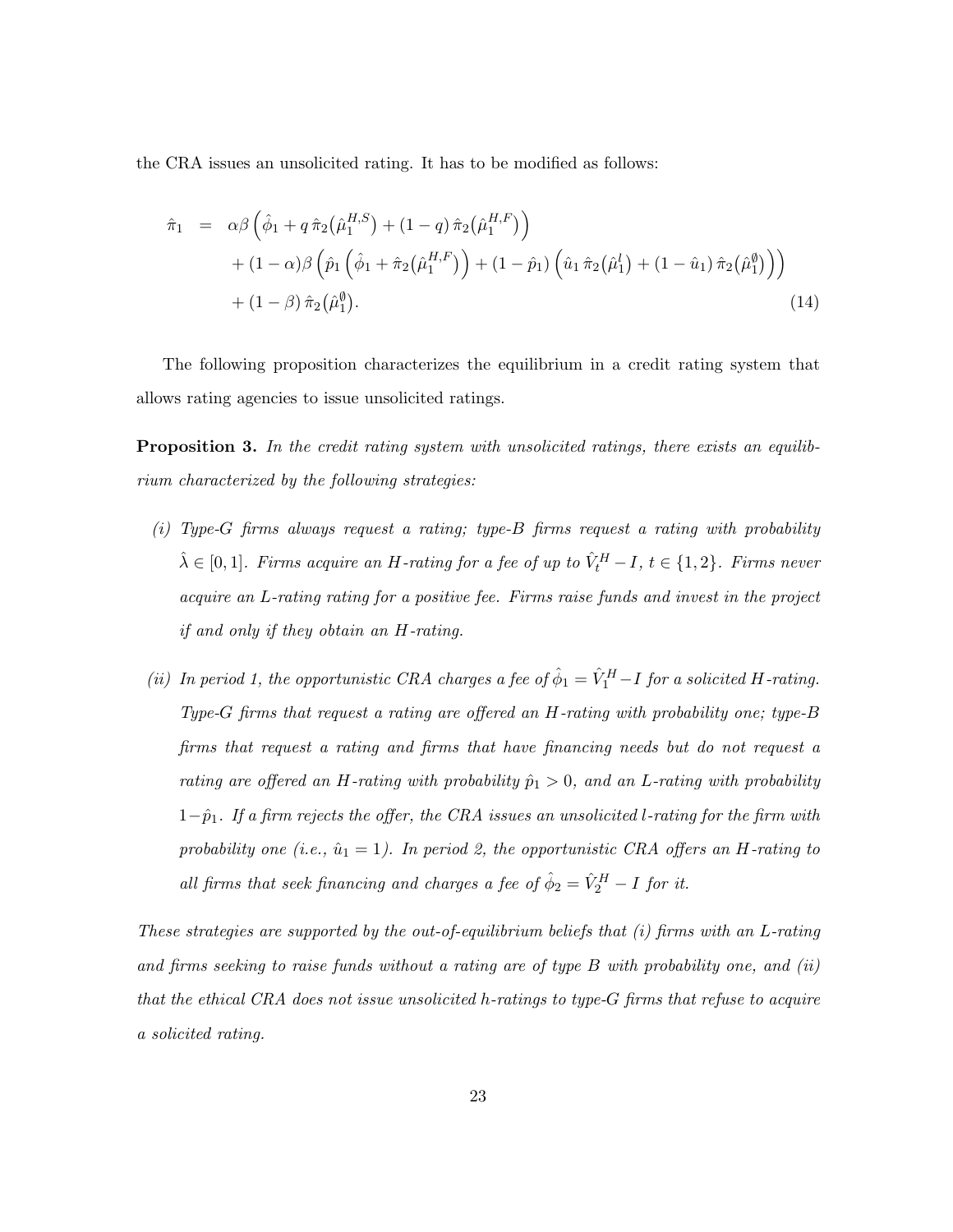the CRA issues an unsolicited rating. It has to be modified as follows:

$$
\begin{aligned}
\hat{\pi}_1 \;=\;& \alpha\beta\left(\hat{\phi}_1 + q\,\hat{\pi}_2\big(\hat{\mu}_1^{H,S}\big) + (1-q)\,\hat{\pi}_2\big(\hat{\mu}_1^{H,F}\big)\right) \\
&+ (1-\alpha)\beta\left(\hat{p}_1\left(\hat{\phi}_1 + \hat{\pi}_2\big(\hat{\mu}_1^{H,F}\big)\right) + (1-\hat{p}_1)\left(\hat{u}_1\,\hat{\pi}_2\big(\hat{\mu}_1^{l}\big) + (1-\hat{u}_1)\,\hat{\pi}_2\big(\hat{\mu}_1^{\emptyset}\big)\right)\right) \\
&+ (1-\beta)\,\hat{\pi}_2\big(\hat{\mu}_1^{\emptyset}\big).
\end{aligned} \tag{14}
$$

The following proposition characterizes the equilibrium in a credit rating system that allows rating agencies to issue unsolicited ratings.

**Proposition 3.** *In the credit rating system with unsolicited ratings, there exists an equilibrium characterized by the following strategies:*

*(i) Type-G firms always request a rating; type-B firms request a rating with probability $\hat{\lambda} \in [0,1]$. Firms acquire an H-rating for a fee of up to $\hat{V}_t^H - I$, $t \in \{1,2\}$. Firms never acquire an L-rating rating for a positive fee. Firms raise funds and invest in the project if and only if they obtain an H-rating.*

*(ii) In period 1, the opportunistic CRA charges a fee of $\hat{\phi}_1 = \hat{V}_1^H - I$ for a solicited H-rating. Type-G firms that request a rating are offered an H-rating with probability one; type-B firms that request a rating and firms that have financing needs but do not request a rating are offered an H-rating with probability $\hat{p}_1 > 0$, and an L-rating with probability $1-\hat{p}_1$. If a firm rejects the offer, the CRA issues an unsolicited l-rating for the firm with probability one (i.e., $\hat{u}_1 = 1$). In period 2, the opportunistic CRA offers an H-rating to all firms that seek financing and charges a fee of $\hat{\phi}_2 = \hat{V}_2^H - I$ for it.*

*These strategies are supported by the out-of-equilibrium beliefs that (i) firms with an L-rating and firms seeking to raise funds without a rating are of type B with probability one, and (ii) that the ethical CRA does not issue unsolicited h-ratings to type-G firms that refuse to acquire a solicited rating.*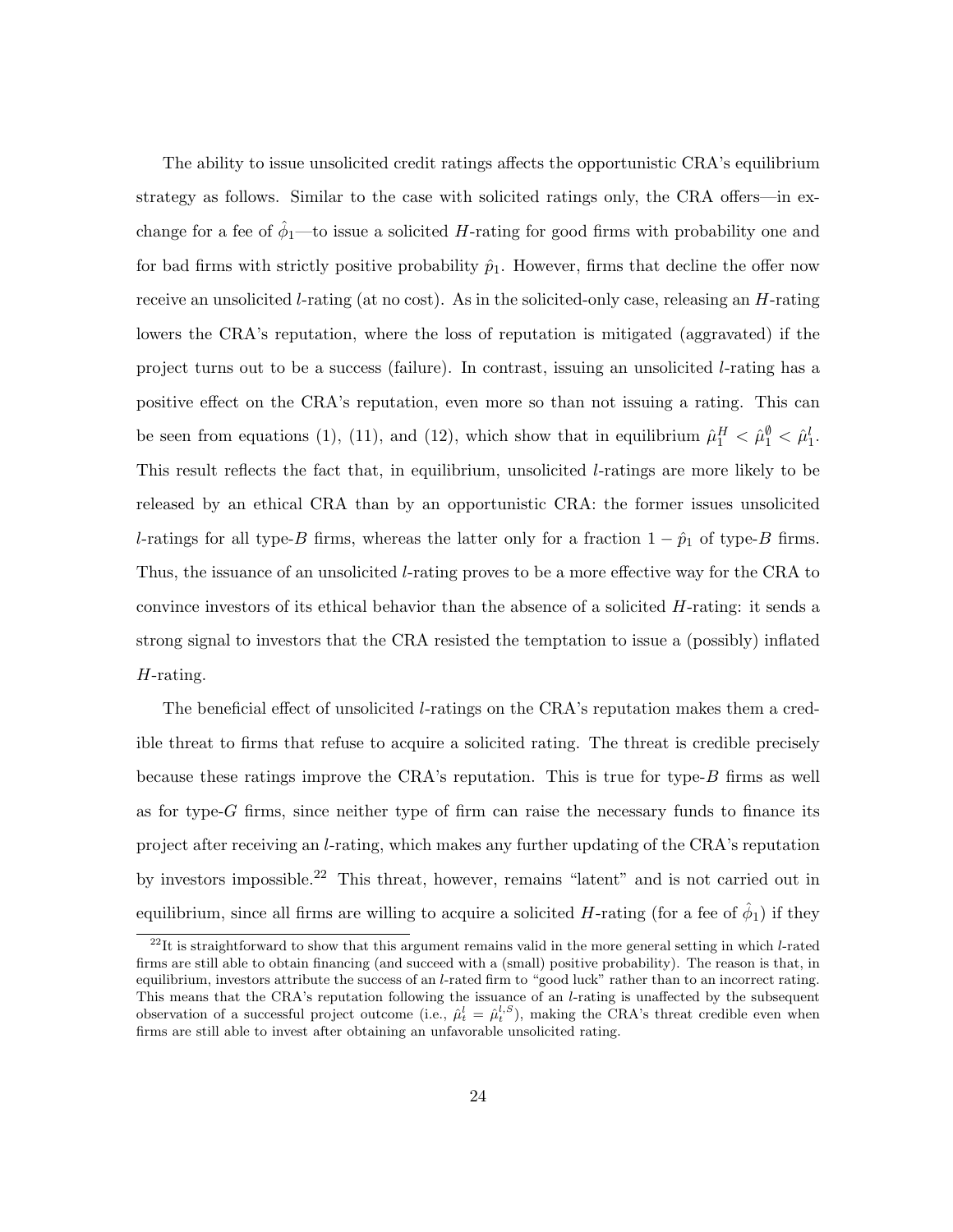The ability to issue unsolicited credit ratings affects the opportunistic CRA's equilibrium strategy as follows. Similar to the case with solicited ratings only, the CRA offers—in exchange for a fee of $\hat{\phi}_1$—to issue a solicited $H$-rating for good firms with probability one and for bad firms with strictly positive probability $\hat{p}_1$. However, firms that decline the offer now receive an unsolicited $l$-rating (at no cost). As in the solicited-only case, releasing an $H$-rating lowers the CRA's reputation, where the loss of reputation is mitigated (aggravated) if the project turns out to be a success (failure). In contrast, issuing an unsolicited $l$-rating has a positive effect on the CRA's reputation, even more so than not issuing a rating. This can be seen from equations (1), (11), and (12), which show that in equilibrium $\hat{\mu}_1^H < \hat{\mu}_1^\emptyset < \hat{\mu}_1^l$. This result reflects the fact that, in equilibrium, unsolicited $l$-ratings are more likely to be released by an ethical CRA than by an opportunistic CRA: the former issues unsolicited $l$-ratings for all type-$B$ firms, whereas the latter only for a fraction $1 - \hat{p}_1$ of type-$B$ firms. Thus, the issuance of an unsolicited $l$-rating proves to be a more effective way for the CRA to convince investors of its ethical behavior than the absence of a solicited $H$-rating: it sends a strong signal to investors that the CRA resisted the temptation to issue a (possibly) inflated $H$-rating.

The beneficial effect of unsolicited $l$-ratings on the CRA's reputation makes them a credible threat to firms that refuse to acquire a solicited rating. The threat is credible precisely because these ratings improve the CRA's reputation. This is true for type-$B$ firms as well as for type-$G$ firms, since neither type of firm can raise the necessary funds to finance its project after receiving an $l$-rating, which makes any further updating of the CRA's reputation by investors impossible.[22] This threat, however, remains "latent" and is not carried out in equilibrium, since all firms are willing to acquire a solicited $H$-rating (for a fee of $\hat{\phi}_1$) if they

[22] It is straightforward to show that this argument remains valid in the more general setting in which $l$-rated firms are still able to obtain financing (and succeed with a (small) positive probability). The reason is that, in equilibrium, investors attribute the success of an $l$-rated firm to "good luck" rather than to an incorrect rating. This means that the CRA's reputation following the issuance of an $l$-rating is unaffected by the subsequent observation of a successful project outcome (i.e., $\hat{\mu}_t^l = \hat{\mu}_t^{l,S}$), making the CRA's threat credible even when firms are still able to invest after obtaining an unfavorable unsolicited rating.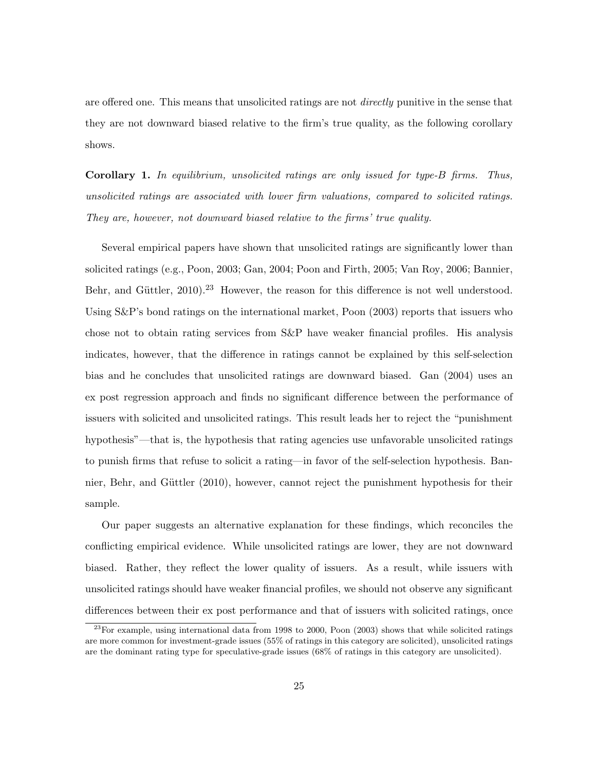are offered one. This means that unsolicited ratings are not *directly* punitive in the sense that they are not downward biased relative to the firm's true quality, as the following corollary shows.

**Corollary 1.** *In equilibrium, unsolicited ratings are only issued for type-B firms. Thus, unsolicited ratings are associated with lower firm valuations, compared to solicited ratings. They are, however, not downward biased relative to the firms' true quality.*

Several empirical papers have shown that unsolicited ratings are significantly lower than solicited ratings (e.g., Poon, 2003; Gan, 2004; Poon and Firth, 2005; Van Roy, 2006; Bannier, Behr, and Güttler, 2010).[23] However, the reason for this difference is not well understood. Using S&P's bond ratings on the international market, Poon (2003) reports that issuers who chose not to obtain rating services from S&P have weaker financial profiles. His analysis indicates, however, that the difference in ratings cannot be explained by this self-selection bias and he concludes that unsolicited ratings are downward biased. Gan (2004) uses an ex post regression approach and finds no significant difference between the performance of issuers with solicited and unsolicited ratings. This result leads her to reject the "punishment hypothesis"—that is, the hypothesis that rating agencies use unfavorable unsolicited ratings to punish firms that refuse to solicit a rating—in favor of the self-selection hypothesis. Bannier, Behr, and Güttler (2010), however, cannot reject the punishment hypothesis for their sample.

Our paper suggests an alternative explanation for these findings, which reconciles the conflicting empirical evidence. While unsolicited ratings are lower, they are not downward biased. Rather, they reflect the lower quality of issuers. As a result, while issuers with unsolicited ratings should have weaker financial profiles, we should not observe any significant differences between their ex post performance and that of issuers with solicited ratings, once

[23] For example, using international data from 1998 to 2000, Poon (2003) shows that while solicited ratings are more common for investment-grade issues (55% of ratings in this category are solicited), unsolicited ratings are the dominant rating type for speculative-grade issues (68% of ratings in this category are unsolicited).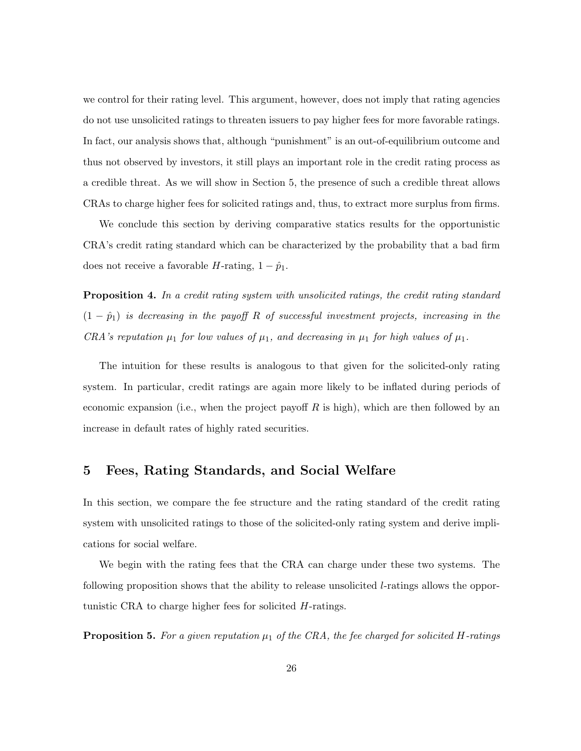we control for their rating level. This argument, however, does not imply that rating agencies do not use unsolicited ratings to threaten issuers to pay higher fees for more favorable ratings. In fact, our analysis shows that, although "punishment" is an out-of-equilibrium outcome and thus not observed by investors, it still plays an important role in the credit rating process as a credible threat. As we will show in Section 5, the presence of such a credible threat allows CRAs to charge higher fees for solicited ratings and, thus, to extract more surplus from firms.

We conclude this section by deriving comparative statics results for the opportunistic CRA's credit rating standard which can be characterized by the probability that a bad firm does not receive a favorable $H$-rating, $1 - \hat{p}_1$.

**Proposition 4.** *In a credit rating system with unsolicited ratings, the credit rating standard* $(1 - \hat{p}_1)$ *is decreasing in the payoff* $R$ *of successful investment projects, increasing in the CRA's reputation* $\mu_1$ *for low values of* $\mu_1$*, and decreasing in* $\mu_1$ *for high values of* $\mu_1$*.*

The intuition for these results is analogous to that given for the solicited-only rating system. In particular, credit ratings are again more likely to be inflated during periods of economic expansion (i.e., when the project payoff $R$ is high), which are then followed by an increase in default rates of highly rated securities.

# 5 Fees, Rating Standards, and Social Welfare

In this section, we compare the fee structure and the rating standard of the credit rating system with unsolicited ratings to those of the solicited-only rating system and derive implications for social welfare.

We begin with the rating fees that the CRA can charge under these two systems. The following proposition shows that the ability to release unsolicited $l$-ratings allows the opportunistic CRA to charge higher fees for solicited $H$-ratings.

**Proposition 5.** *For a given reputation* $\mu_1$ *of the CRA, the fee charged for solicited* $H$*-ratings*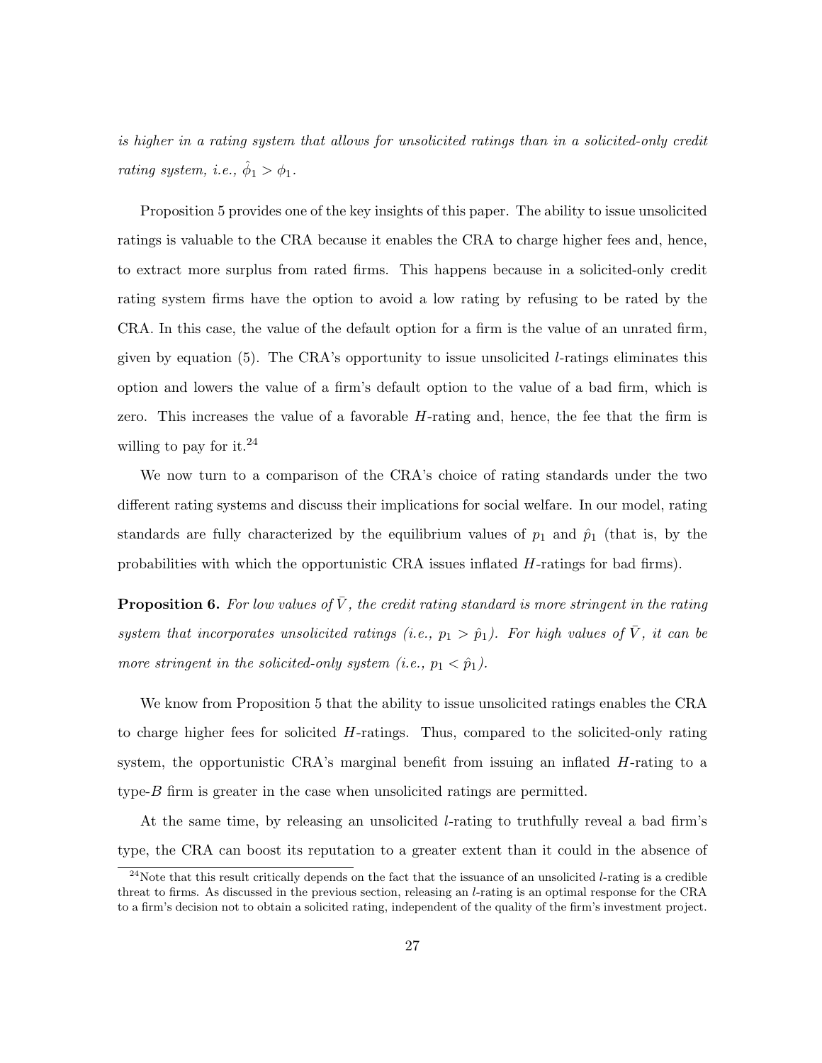*is higher in a rating system that allows for unsolicited ratings than in a solicited-only credit rating system, i.e.,* $\hat{\phi}_1 > \phi_1$.

Proposition 5 provides one of the key insights of this paper. The ability to issue unsolicited ratings is valuable to the CRA because it enables the CRA to charge higher fees and, hence, to extract more surplus from rated firms. This happens because in a solicited-only credit rating system firms have the option to avoid a low rating by refusing to be rated by the CRA. In this case, the value of the default option for a firm is the value of an unrated firm, given by equation (5). The CRA's opportunity to issue unsolicited $l$-ratings eliminates this option and lowers the value of a firm's default option to the value of a bad firm, which is zero. This increases the value of a favorable $H$-rating and, hence, the fee that the firm is willing to pay for it.[24]

We now turn to a comparison of the CRA's choice of rating standards under the two different rating systems and discuss their implications for social welfare. In our model, rating standards are fully characterized by the equilibrium values of $p_1$ and $\hat{p}_1$ (that is, by the probabilities with which the opportunistic CRA issues inflated $H$-ratings for bad firms).

**Proposition 6.** *For low values of* $\bar{V}$*, the credit rating standard is more stringent in the rating system that incorporates unsolicited ratings (i.e.,* $p_1 > \hat{p}_1$*). For high values of* $\bar{V}$*, it can be more stringent in the solicited-only system (i.e.,* $p_1 < \hat{p}_1$*).*

We know from Proposition 5 that the ability to issue unsolicited ratings enables the CRA to charge higher fees for solicited $H$-ratings. Thus, compared to the solicited-only rating system, the opportunistic CRA's marginal benefit from issuing an inflated $H$-rating to a type-$B$ firm is greater in the case when unsolicited ratings are permitted.

At the same time, by releasing an unsolicited $l$-rating to truthfully reveal a bad firm's type, the CRA can boost its reputation to a greater extent than it could in the absence of

[24] Note that this result critically depends on the fact that the issuance of an unsolicited $l$-rating is a credible threat to firms. As discussed in the previous section, releasing an $l$-rating is an optimal response for the CRA to a firm's decision not to obtain a solicited rating, independent of the quality of the firm's investment project.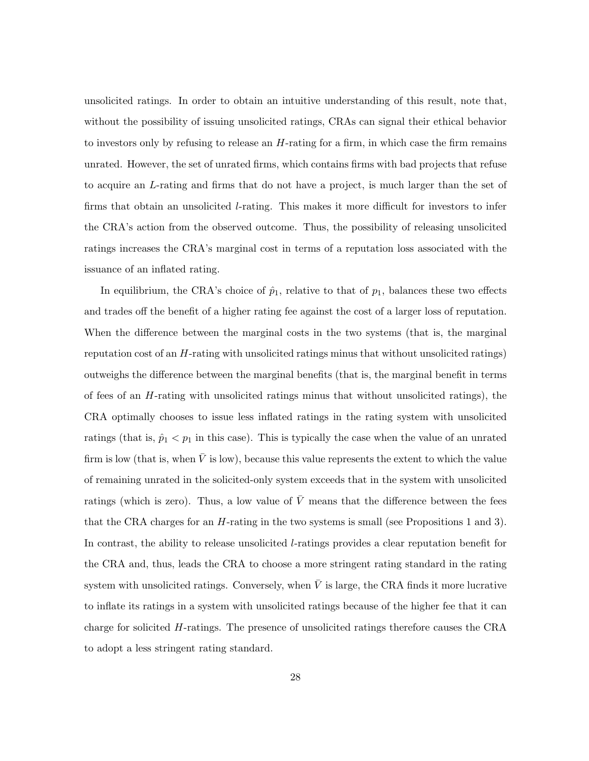unsolicited ratings. In order to obtain an intuitive understanding of this result, note that, without the possibility of issuing unsolicited ratings, CRAs can signal their ethical behavior to investors only by refusing to release an $H$-rating for a firm, in which case the firm remains unrated. However, the set of unrated firms, which contains firms with bad projects that refuse to acquire an $L$-rating and firms that do not have a project, is much larger than the set of firms that obtain an unsolicited $l$-rating. This makes it more difficult for investors to infer the CRA's action from the observed outcome. Thus, the possibility of releasing unsolicited ratings increases the CRA's marginal cost in terms of a reputation loss associated with the issuance of an inflated rating.

In equilibrium, the CRA's choice of $\hat{p}_1$, relative to that of $p_1$, balances these two effects and trades off the benefit of a higher rating fee against the cost of a larger loss of reputation. When the difference between the marginal costs in the two systems (that is, the marginal reputation cost of an $H$-rating with unsolicited ratings minus that without unsolicited ratings) outweighs the difference between the marginal benefits (that is, the marginal benefit in terms of fees of an $H$-rating with unsolicited ratings minus that without unsolicited ratings), the CRA optimally chooses to issue less inflated ratings in the rating system with unsolicited ratings (that is, $\hat{p}_1 < p_1$ in this case). This is typically the case when the value of an unrated firm is low (that is, when $\bar{V}$ is low), because this value represents the extent to which the value of remaining unrated in the solicited-only system exceeds that in the system with unsolicited ratings (which is zero). Thus, a low value of $\bar{V}$ means that the difference between the fees that the CRA charges for an $H$-rating in the two systems is small (see Propositions 1 and 3). In contrast, the ability to release unsolicited $l$-ratings provides a clear reputation benefit for the CRA and, thus, leads the CRA to choose a more stringent rating standard in the rating system with unsolicited ratings. Conversely, when $\bar{V}$ is large, the CRA finds it more lucrative to inflate its ratings in a system with unsolicited ratings because of the higher fee that it can charge for solicited $H$-ratings. The presence of unsolicited ratings therefore causes the CRA to adopt a less stringent rating standard.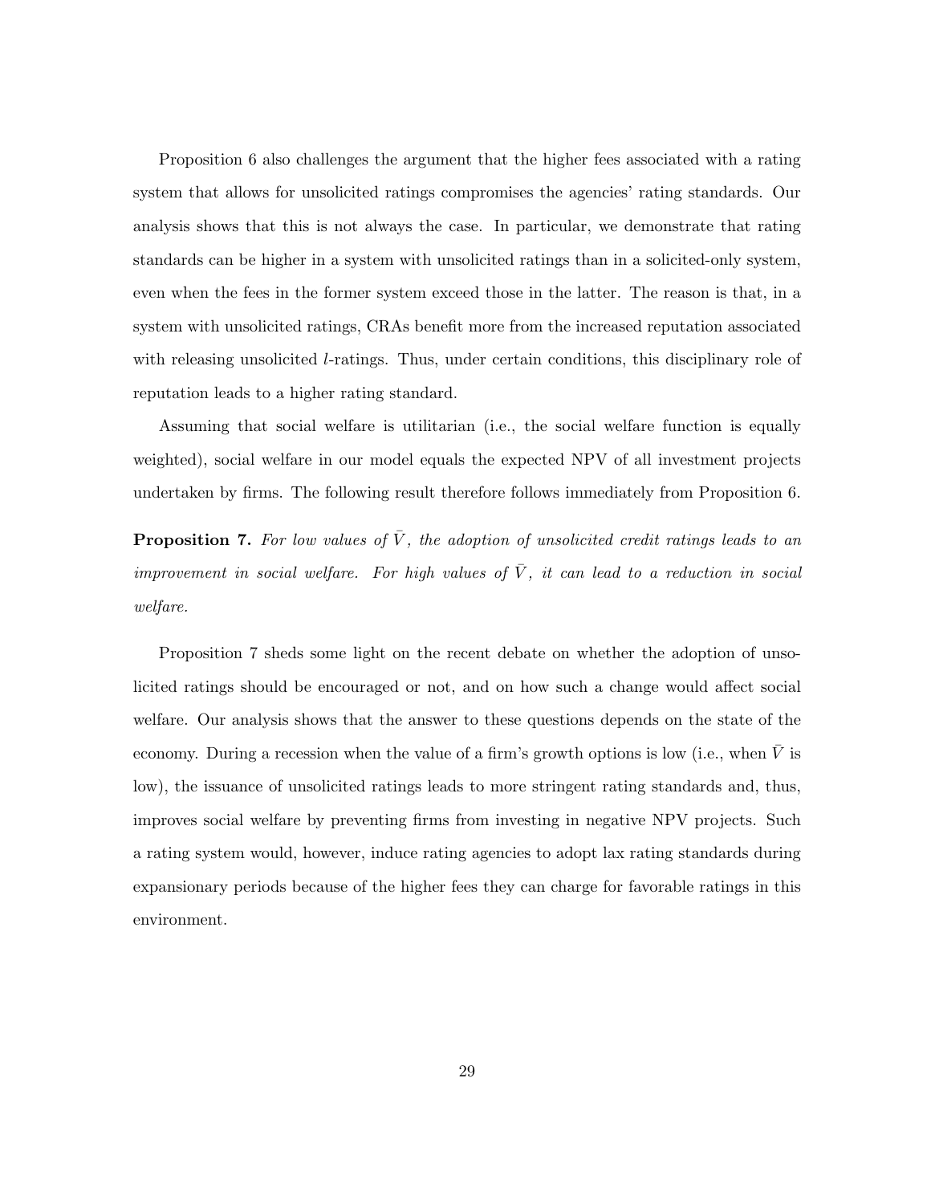Proposition 6 also challenges the argument that the higher fees associated with a rating system that allows for unsolicited ratings compromises the agencies' rating standards. Our analysis shows that this is not always the case. In particular, we demonstrate that rating standards can be higher in a system with unsolicited ratings than in a solicited-only system, even when the fees in the former system exceed those in the latter. The reason is that, in a system with unsolicited ratings, CRAs benefit more from the increased reputation associated with releasing unsolicited $l$-ratings. Thus, under certain conditions, this disciplinary role of reputation leads to a higher rating standard.

Assuming that social welfare is utilitarian (i.e., the social welfare function is equally weighted), social welfare in our model equals the expected NPV of all investment projects undertaken by firms. The following result therefore follows immediately from Proposition 6.

**Proposition 7.** *For low values of $\bar{V}$, the adoption of unsolicited credit ratings leads to an improvement in social welfare. For high values of $\bar{V}$, it can lead to a reduction in social welfare.*

Proposition 7 sheds some light on the recent debate on whether the adoption of unsolicited ratings should be encouraged or not, and on how such a change would affect social welfare. Our analysis shows that the answer to these questions depends on the state of the economy. During a recession when the value of a firm's growth options is low (i.e., when $\bar{V}$ is low), the issuance of unsolicited ratings leads to more stringent rating standards and, thus, improves social welfare by preventing firms from investing in negative NPV projects. Such a rating system would, however, induce rating agencies to adopt lax rating standards during expansionary periods because of the higher fees they can charge for favorable ratings in this environment.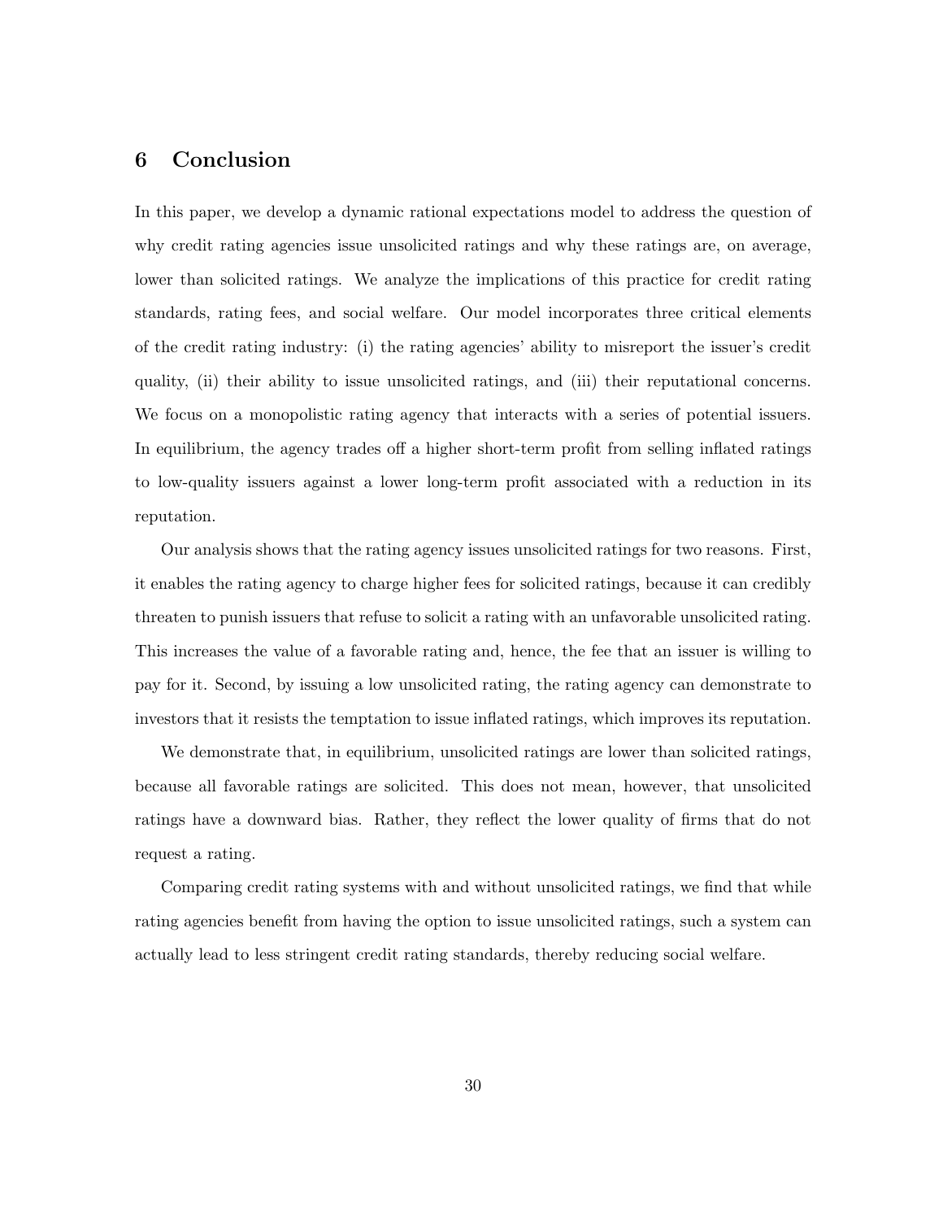## 6 Conclusion

In this paper, we develop a dynamic rational expectations model to address the question of why credit rating agencies issue unsolicited ratings and why these ratings are, on average, lower than solicited ratings. We analyze the implications of this practice for credit rating standards, rating fees, and social welfare. Our model incorporates three critical elements of the credit rating industry: (i) the rating agencies' ability to misreport the issuer's credit quality, (ii) their ability to issue unsolicited ratings, and (iii) their reputational concerns. We focus on a monopolistic rating agency that interacts with a series of potential issuers. In equilibrium, the agency trades off a higher short-term profit from selling inflated ratings to low-quality issuers against a lower long-term profit associated with a reduction in its reputation.

Our analysis shows that the rating agency issues unsolicited ratings for two reasons. First, it enables the rating agency to charge higher fees for solicited ratings, because it can credibly threaten to punish issuers that refuse to solicit a rating with an unfavorable unsolicited rating. This increases the value of a favorable rating and, hence, the fee that an issuer is willing to pay for it. Second, by issuing a low unsolicited rating, the rating agency can demonstrate to investors that it resists the temptation to issue inflated ratings, which improves its reputation.

We demonstrate that, in equilibrium, unsolicited ratings are lower than solicited ratings, because all favorable ratings are solicited. This does not mean, however, that unsolicited ratings have a downward bias. Rather, they reflect the lower quality of firms that do not request a rating.

Comparing credit rating systems with and without unsolicited ratings, we find that while rating agencies benefit from having the option to issue unsolicited ratings, such a system can actually lead to less stringent credit rating standards, thereby reducing social welfare.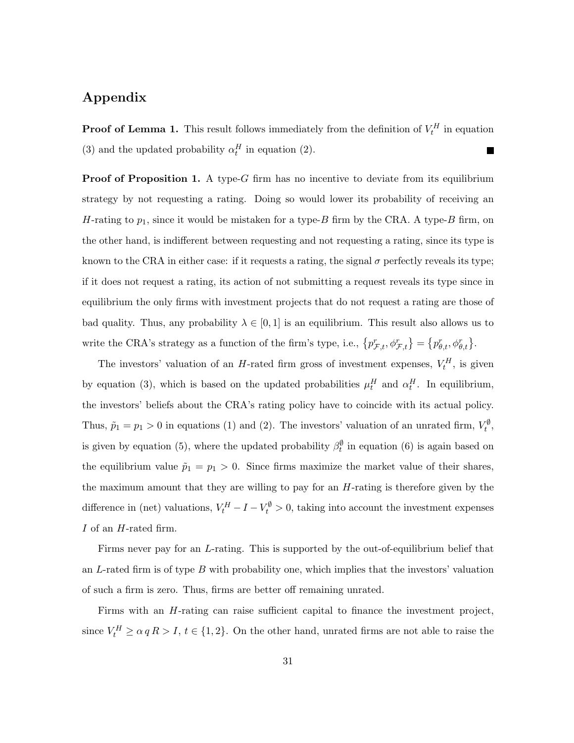# Appendix

**Proof of Lemma 1.** This result follows immediately from the definition of $V_t^H$ in equation (3) and the updated probability $\alpha_t^H$ in equation (2). ■

**Proof of Proposition 1.** A type-$G$ firm has no incentive to deviate from its equilibrium strategy by not requesting a rating. Doing so would lower its probability of receiving an $H$-rating to $p_1$, since it would be mistaken for a type-$B$ firm by the CRA. A type-$B$ firm, on the other hand, is indifferent between requesting and not requesting a rating, since its type is known to the CRA in either case: if it requests a rating, the signal $\sigma$ perfectly reveals its type; if it does not request a rating, its action of not submitting a request reveals its type since in equilibrium the only firms with investment projects that do not request a rating are those of bad quality. Thus, any probability $\lambda \in [0, 1]$ is an equilibrium. This result also allows us to write the CRA's strategy as a function of the firm's type, i.e., $\{p^r_{\mathcal{F},t}, \phi^r_{\mathcal{F},t}\} = \{p^r_{\theta,t}, \phi^r_{\theta,t}\}$.

The investors' valuation of an $H$-rated firm gross of investment expenses, $V_t^H$, is given by equation (3), which is based on the updated probabilities $\mu_t^H$ and $\alpha_t^H$. In equilibrium, the investors' beliefs about the CRA's rating policy have to coincide with its actual policy. Thus, $\tilde{p}_1 = p_1 > 0$ in equations (1) and (2). The investors' valuation of an unrated firm, $V_t^\emptyset$, is given by equation (5), where the updated probability $\beta_t^\emptyset$ in equation (6) is again based on the equilibrium value $\tilde{p}_1 = p_1 > 0$. Since firms maximize the market value of their shares, the maximum amount that they are willing to pay for an $H$-rating is therefore given by the difference in (net) valuations, $V_t^H - I - V_t^\emptyset > 0$, taking into account the investment expenses $I$ of an $H$-rated firm.

Firms never pay for an $L$-rating. This is supported by the out-of-equilibrium belief that an $L$-rated firm is of type $B$ with probability one, which implies that the investors' valuation of such a firm is zero. Thus, firms are better off remaining unrated.

Firms with an $H$-rating can raise sufficient capital to finance the investment project, since $V_t^H \geq \alpha\, q\, R > I$, $t \in \{1, 2\}$. On the other hand, unrated firms are not able to raise the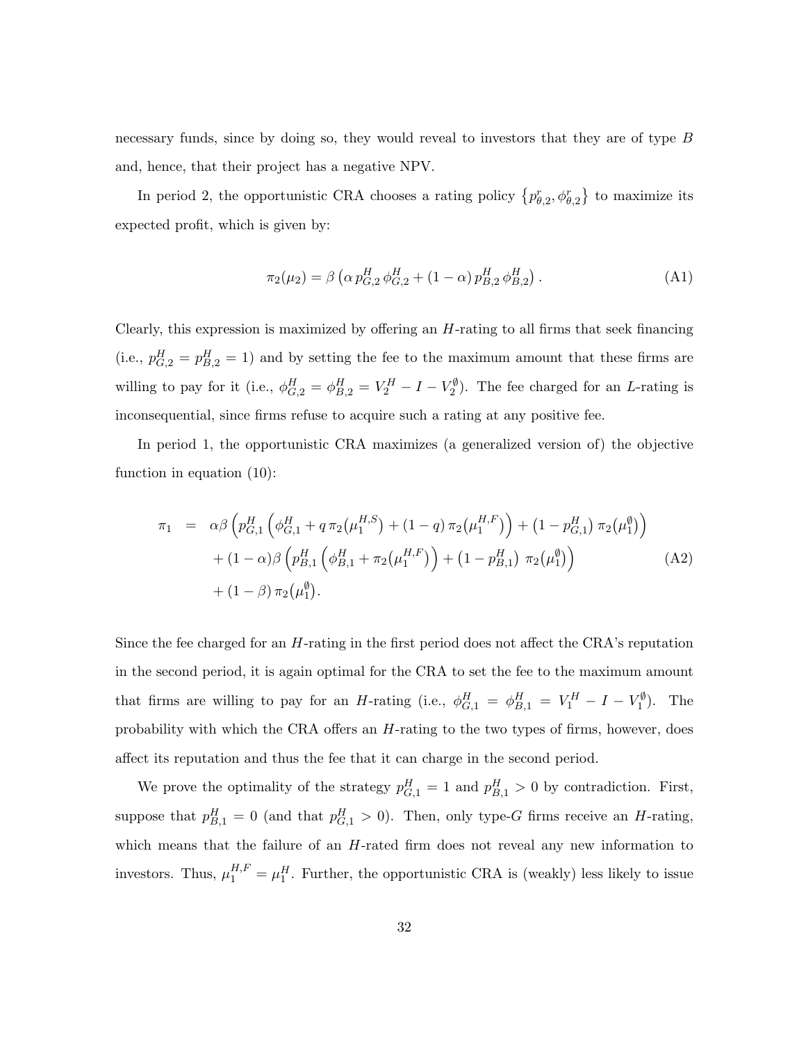necessary funds, since by doing so, they would reveal to investors that they are of type $B$ and, hence, that their project has a negative NPV.

In period 2, the opportunistic CRA chooses a rating policy $\{p^r_{\theta,2}, \phi^r_{\theta,2}\}$ to maximize its expected profit, which is given by:

$$\pi_2(\mu_2) = \beta\left(\alpha\, p^H_{G,2}\, \phi^H_{G,2} + (1-\alpha)\, p^H_{B,2}\, \phi^H_{B,2}\right). \tag{A1}$$

Clearly, this expression is maximized by offering an $H$-rating to all firms that seek financing (i.e., $p^H_{G,2} = p^H_{B,2} = 1$) and by setting the fee to the maximum amount that these firms are willing to pay for it (i.e., $\phi^H_{G,2} = \phi^H_{B,2} = V^H_2 - I - V^\emptyset_2$). The fee charged for an $L$-rating is inconsequential, since firms refuse to acquire such a rating at any positive fee.

In period 1, the opportunistic CRA maximizes (a generalized version of) the objective function in equation (10):

$$\begin{aligned}
\pi_1 \;=\;& \alpha\beta\left(p^H_{G,1}\left(\phi^H_{G,1} + q\,\pi_2\big(\mu_1^{H,S}\big) + (1-q)\,\pi_2\big(\mu_1^{H,F}\big)\right) + \left(1-p^H_{G,1}\right)\,\pi_2\big(\mu_1^\emptyset\big)\right) \\
&+ (1-\alpha)\beta\left(p^H_{B,1}\left(\phi^H_{B,1} + \pi_2\big(\mu_1^{H,F}\big)\right) + \left(1-p^H_{B,1}\right)\,\pi_2\big(\mu_1^\emptyset\big)\right) \\
&+ (1-\beta)\,\pi_2\big(\mu_1^\emptyset\big).
\end{aligned} \tag{A2}$$

Since the fee charged for an $H$-rating in the first period does not affect the CRA's reputation in the second period, it is again optimal for the CRA to set the fee to the maximum amount that firms are willing to pay for an $H$-rating (i.e., $\phi^H_{G,1} = \phi^H_{B,1} = V^H_1 - I - V^\emptyset_1$). The probability with which the CRA offers an $H$-rating to the two types of firms, however, does affect its reputation and thus the fee that it can charge in the second period.

We prove the optimality of the strategy $p^H_{G,1} = 1$ and $p^H_{B,1} > 0$ by contradiction. First, suppose that $p^H_{B,1} = 0$ (and that $p^H_{G,1} > 0$). Then, only type-$G$ firms receive an $H$-rating, which means that the failure of an $H$-rated firm does not reveal any new information to investors. Thus, $\mu_1^{H,F} = \mu_1^H$. Further, the opportunistic CRA is (weakly) less likely to issue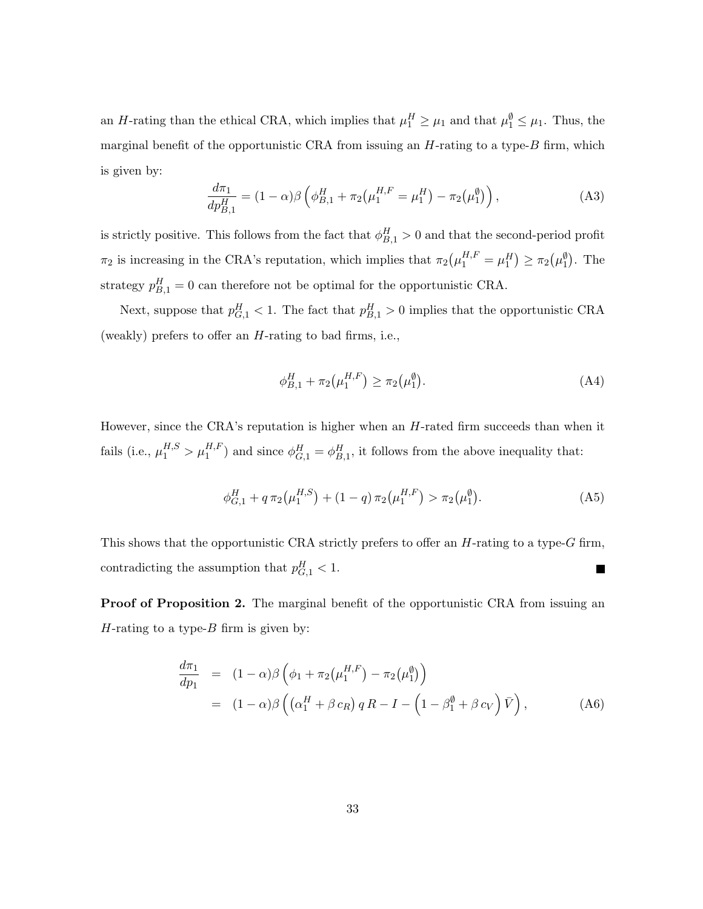an $H$-rating than the ethical CRA, which implies that $\mu_1^H \geq \mu_1$ and that $\mu_1^{\emptyset} \leq \mu_1$. Thus, the marginal benefit of the opportunistic CRA from issuing an $H$-rating to a type-$B$ firm, which is given by:

$$\frac{d\pi_1}{dp_{B,1}^H} = (1-\alpha)\beta\left(\phi_{B,1}^H + \pi_2\big(\mu_1^{H,F} = \mu_1^H\big) - \pi_2\big(\mu_1^{\emptyset}\big)\right), \tag{A3}$$

is strictly positive. This follows from the fact that $\phi_{B,1}^H > 0$ and that the second-period profit $\pi_2$ is increasing in the CRA's reputation, which implies that $\pi_2\big(\mu_1^{H,F} = \mu_1^H\big) \geq \pi_2\big(\mu_1^{\emptyset}\big)$. The strategy $p_{B,1}^H = 0$ can therefore not be optimal for the opportunistic CRA.

Next, suppose that $p_{G,1}^H < 1$. The fact that $p_{B,1}^H > 0$ implies that the opportunistic CRA (weakly) prefers to offer an $H$-rating to bad firms, i.e.,

$$\phi_{B,1}^H + \pi_2\big(\mu_1^{H,F}\big) \geq \pi_2\big(\mu_1^{\emptyset}\big). \tag{A4}$$

However, since the CRA's reputation is higher when an $H$-rated firm succeeds than when it fails (i.e., $\mu_1^{H,S} > \mu_1^{H,F}$) and since $\phi_{G,1}^H = \phi_{B,1}^H$, it follows from the above inequality that:

$$\phi_{G,1}^H + q\,\pi_2\big(\mu_1^{H,S}\big) + (1-q)\,\pi_2\big(\mu_1^{H,F}\big) > \pi_2\big(\mu_1^{\emptyset}\big). \tag{A5}$$

This shows that the opportunistic CRA strictly prefers to offer an $H$-rating to a type-$G$ firm, contradicting the assumption that $p_{G,1}^H < 1$. ■

**Proof of Proposition 2.** The marginal benefit of the opportunistic CRA from issuing an $H$-rating to a type-$B$ firm is given by:

$$\begin{aligned}
\frac{d\pi_1}{dp_1} &= (1-\alpha)\beta\left(\phi_1 + \pi_2\big(\mu_1^{H,F}\big) - \pi_2\big(\mu_1^{\emptyset}\big)\right) \\
&= (1-\alpha)\beta\left(\left(\alpha_1^H + \beta\, c_R\right) q\, R - I - \left(1 - \beta_1^{\emptyset} + \beta\, c_V\right)\bar{V}\right),
\end{aligned} \tag{A6}$$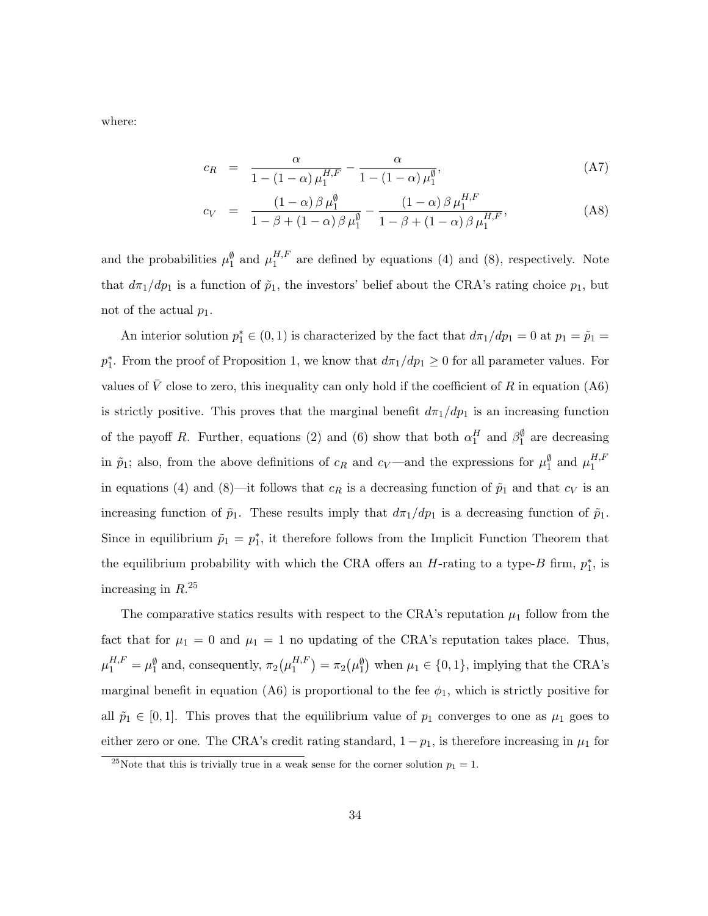where:

$$c_R = \frac{\alpha}{1-(1-\alpha)\,\mu_1^{H,F}} - \frac{\alpha}{1-(1-\alpha)\,\mu_1^{\emptyset}}, \tag{A7}$$

$$c_V = \frac{(1-\alpha)\,\beta\,\mu_1^{\emptyset}}{1-\beta+(1-\alpha)\,\beta\,\mu_1^{\emptyset}} - \frac{(1-\alpha)\,\beta\,\mu_1^{H,F}}{1-\beta+(1-\alpha)\,\beta\,\mu_1^{H,F}}, \tag{A8}$$

and the probabilities $\mu_1^{\emptyset}$ and $\mu_1^{H,F}$ are defined by equations (4) and (8), respectively. Note that $d\pi_1/dp_1$ is a function of $\tilde{p}_1$, the investors' belief about the CRA's rating choice $p_1$, but not of the actual $p_1$.

An interior solution $p_1^* \in (0,1)$ is characterized by the fact that $d\pi_1/dp_1 = 0$ at $p_1 = \tilde{p}_1 = p_1^*$. From the proof of Proposition 1, we know that $d\pi_1/dp_1 \geq 0$ for all parameter values. For values of $\bar{V}$ close to zero, this inequality can only hold if the coefficient of $R$ in equation (A6) is strictly positive. This proves that the marginal benefit $d\pi_1/dp_1$ is an increasing function of the payoff $R$. Further, equations (2) and (6) show that both $\alpha_1^H$ and $\beta_1^{\emptyset}$ are decreasing in $\tilde{p}_1$; also, from the above definitions of $c_R$ and $c_V$—and the expressions for $\mu_1^{\emptyset}$ and $\mu_1^{H,F}$ in equations (4) and (8)—it follows that $c_R$ is a decreasing function of $\tilde{p}_1$ and that $c_V$ is an increasing function of $\tilde{p}_1$. These results imply that $d\pi_1/dp_1$ is a decreasing function of $\tilde{p}_1$. Since in equilibrium $\tilde{p}_1 = p_1^*$, it therefore follows from the Implicit Function Theorem that the equilibrium probability with which the CRA offers an $H$-rating to a type-$B$ firm, $p_1^*$, is increasing in $R$.[25]

The comparative statics results with respect to the CRA's reputation $\mu_1$ follow from the fact that for $\mu_1 = 0$ and $\mu_1 = 1$ no updating of the CRA's reputation takes place. Thus, $\mu_1^{H,F} = \mu_1^{\emptyset}$ and, consequently, $\pi_2(\mu_1^{H,F}) = \pi_2(\mu_1^{\emptyset})$ when $\mu_1 \in \{0,1\}$, implying that the CRA's marginal benefit in equation (A6) is proportional to the fee $\phi_1$, which is strictly positive for all $\tilde{p}_1 \in [0,1]$. This proves that the equilibrium value of $p_1$ converges to one as $\mu_1$ goes to either zero or one. The CRA's credit rating standard, $1-p_1$, is therefore increasing in $\mu_1$ for

[25] Note that this is trivially true in a weak sense for the corner solution $p_1 = 1$.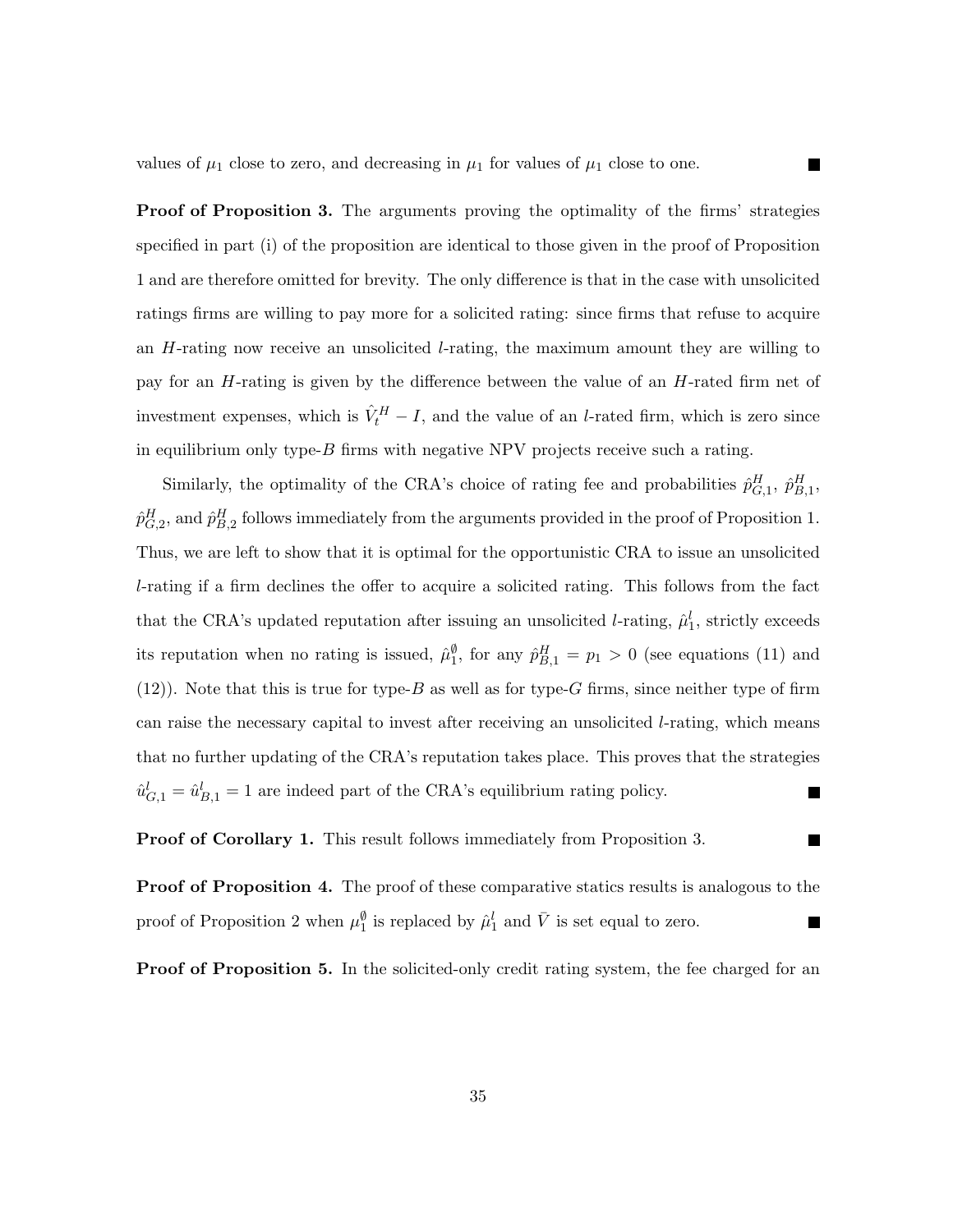values of $\mu_1$ close to zero, and decreasing in $\mu_1$ for values of $\mu_1$ close to one. ■

**Proof of Proposition 3.** The arguments proving the optimality of the firms' strategies specified in part (i) of the proposition are identical to those given in the proof of Proposition 1 and are therefore omitted for brevity. The only difference is that in the case with unsolicited ratings firms are willing to pay more for a solicited rating: since firms that refuse to acquire an $H$-rating now receive an unsolicited $l$-rating, the maximum amount they are willing to pay for an $H$-rating is given by the difference between the value of an $H$-rated firm net of investment expenses, which is $\hat{V}_t^H - I$, and the value of an $l$-rated firm, which is zero since in equilibrium only type-$B$ firms with negative NPV projects receive such a rating.

Similarly, the optimality of the CRA's choice of rating fee and probabilities $\hat{p}_{G,1}^H$, $\hat{p}_{B,1}^H$, $\hat{p}_{G,2}^H$, and $\hat{p}_{B,2}^H$ follows immediately from the arguments provided in the proof of Proposition 1. Thus, we are left to show that it is optimal for the opportunistic CRA to issue an unsolicited $l$-rating if a firm declines the offer to acquire a solicited rating. This follows from the fact that the CRA's updated reputation after issuing an unsolicited $l$-rating, $\hat{\mu}_1^l$, strictly exceeds its reputation when no rating is issued, $\hat{\mu}_1^\emptyset$, for any $\hat{p}_{B,1}^H = p_1 > 0$ (see equations (11) and (12)). Note that this is true for type-$B$ as well as for type-$G$ firms, since neither type of firm can raise the necessary capital to invest after receiving an unsolicited $l$-rating, which means that no further updating of the CRA's reputation takes place. This proves that the strategies $\hat{u}_{G,1}^l = \hat{u}_{B,1}^l = 1$ are indeed part of the CRA's equilibrium rating policy. ■

**Proof of Corollary 1.** This result follows immediately from Proposition 3. ■

**Proof of Proposition 4.** The proof of these comparative statics results is analogous to the proof of Proposition 2 when $\mu_1^\emptyset$ is replaced by $\hat{\mu}_1^l$ and $\bar{V}$ is set equal to zero. ■

**Proof of Proposition 5.** In the solicited-only credit rating system, the fee charged for an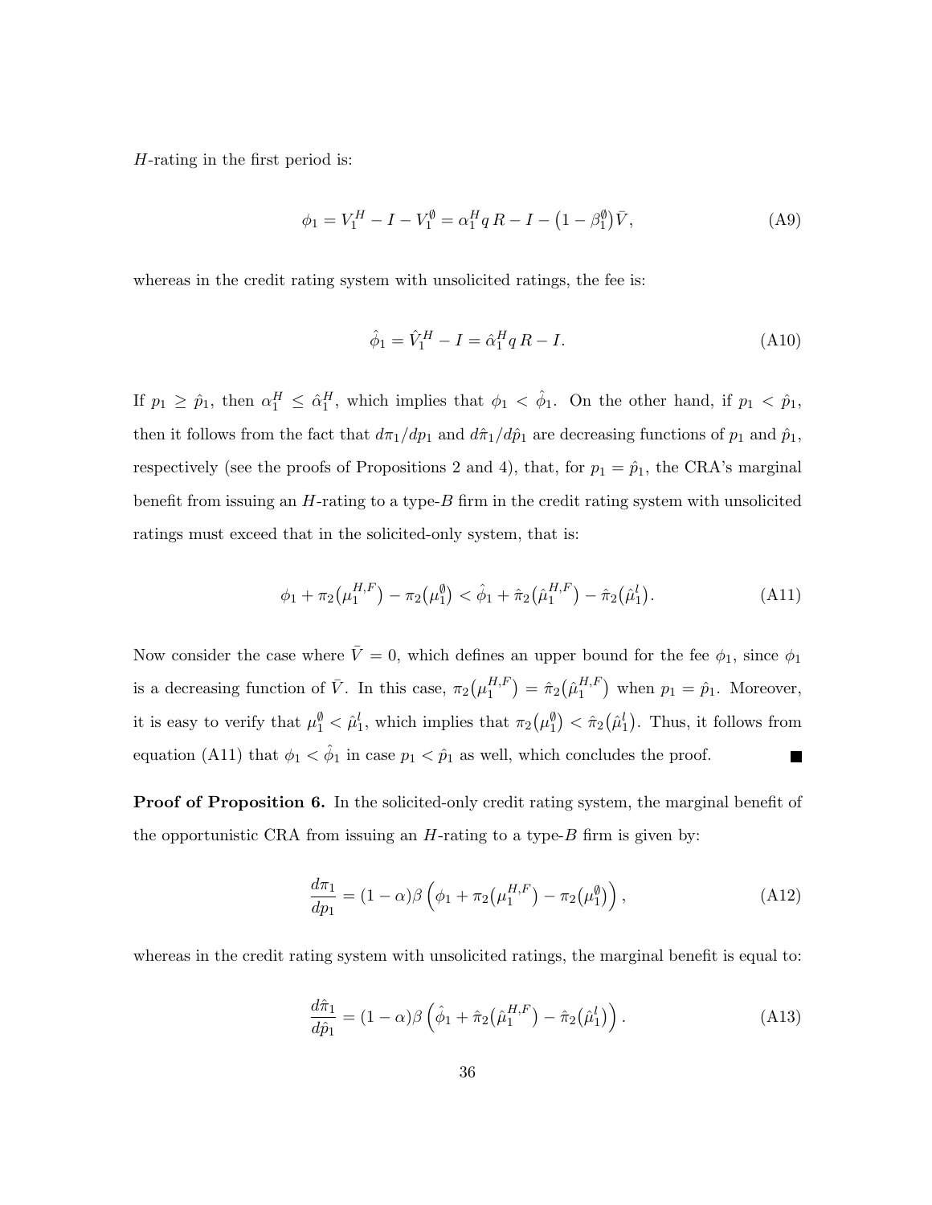$H$-rating in the first period is:

$$\phi_1 = V_1^H - I - V_1^\emptyset = \alpha_1^H q\, R - I - \left(1 - \beta_1^\emptyset\right)\bar{V}, \tag{A9}$$

whereas in the credit rating system with unsolicited ratings, the fee is:

$$\hat{\phi}_1 = \hat{V}_1^H - I = \hat{\alpha}_1^H q\, R - I. \tag{A10}$$

If $p_1 \geq \hat{p}_1$, then $\alpha_1^H \leq \hat{\alpha}_1^H$, which implies that $\phi_1 < \hat{\phi}_1$. On the other hand, if $p_1 < \hat{p}_1$, then it follows from the fact that $d\pi_1/dp_1$ and $d\hat{\pi}_1/d\hat{p}_1$ are decreasing functions of $p_1$ and $\hat{p}_1$, respectively (see the proofs of Propositions 2 and 4), that, for $p_1 = \hat{p}_1$, the CRA's marginal benefit from issuing an $H$-rating to a type-$B$ firm in the credit rating system with unsolicited ratings must exceed that in the solicited-only system, that is:

$$\phi_1 + \pi_2\left(\mu_1^{H,F}\right) - \pi_2\left(\mu_1^\emptyset\right) < \hat{\phi}_1 + \hat{\pi}_2\left(\hat{\mu}_1^{H,F}\right) - \hat{\pi}_2\left(\hat{\mu}_1^l\right). \tag{A11}$$

Now consider the case where $\bar{V} = 0$, which defines an upper bound for the fee $\phi_1$, since $\phi_1$ is a decreasing function of $\bar{V}$. In this case, $\pi_2\left(\mu_1^{H,F}\right) = \hat{\pi}_2\left(\hat{\mu}_1^{H,F}\right)$ when $p_1 = \hat{p}_1$. Moreover, it is easy to verify that $\mu_1^\emptyset < \hat{\mu}_1^l$, which implies that $\pi_2\left(\mu_1^\emptyset\right) < \hat{\pi}_2\left(\hat{\mu}_1^l\right)$. Thus, it follows from equation (A11) that $\phi_1 < \hat{\phi}_1$ in case $p_1 < \hat{p}_1$ as well, which concludes the proof. ■

**Proof of Proposition 6.** In the solicited-only credit rating system, the marginal benefit of the opportunistic CRA from issuing an $H$-rating to a type-$B$ firm is given by:

$$\frac{d\pi_1}{dp_1} = (1-\alpha)\beta\left(\phi_1 + \pi_2\left(\mu_1^{H,F}\right) - \pi_2\left(\mu_1^\emptyset\right)\right), \tag{A12}$$

whereas in the credit rating system with unsolicited ratings, the marginal benefit is equal to:

$$\frac{d\hat{\pi}_1}{d\hat{p}_1} = (1-\alpha)\beta\left(\hat{\phi}_1 + \hat{\pi}_2\left(\hat{\mu}_1^{H,F}\right) - \hat{\pi}_2\left(\hat{\mu}_1^l\right)\right). \tag{A13}$$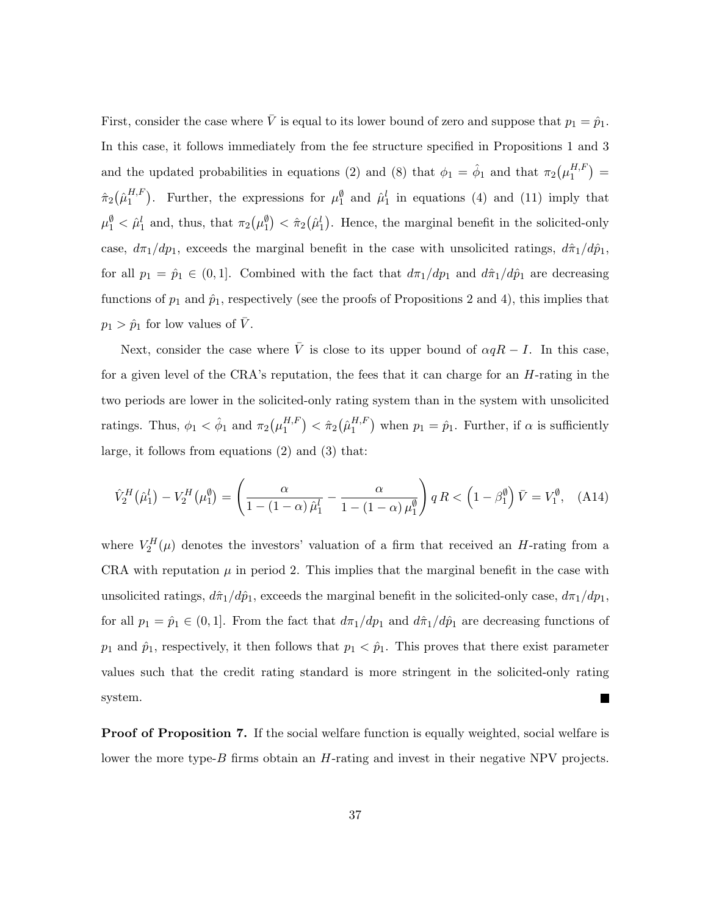First, consider the case where $\bar{V}$ is equal to its lower bound of zero and suppose that $p_1 = \hat{p}_1$. In this case, it follows immediately from the fee structure specified in Propositions 1 and 3 and the updated probabilities in equations (2) and (8) that $\phi_1 = \hat{\phi}_1$ and that $\pi_2\big(\mu_1^{H,F}\big) = \hat{\pi}_2\big(\hat{\mu}_1^{H,F}\big)$. Further, the expressions for $\mu_1^{\emptyset}$ and $\hat{\mu}_1^{l}$ in equations (4) and (11) imply that $\mu_1^{\emptyset} < \hat{\mu}_1^{l}$ and, thus, that $\pi_2\big(\mu_1^{\emptyset}\big) < \hat{\pi}_2\big(\hat{\mu}_1^{l}\big)$. Hence, the marginal benefit in the solicited-only case, $d\pi_1/dp_1$, exceeds the marginal benefit in the case with unsolicited ratings, $d\hat{\pi}_1/d\hat{p}_1$, for all $p_1 = \hat{p}_1 \in (0, 1]$. Combined with the fact that $d\pi_1/dp_1$ and $d\hat{\pi}_1/d\hat{p}_1$ are decreasing functions of $p_1$ and $\hat{p}_1$, respectively (see the proofs of Propositions 2 and 4), this implies that $p_1 > \hat{p}_1$ for low values of $\bar{V}$.

Next, consider the case where $\bar{V}$ is close to its upper bound of $\alpha q R - I$. In this case, for a given level of the CRA's reputation, the fees that it can charge for an $H$-rating in the two periods are lower in the solicited-only rating system than in the system with unsolicited ratings. Thus, $\phi_1 < \hat{\phi}_1$ and $\pi_2\big(\mu_1^{H,F}\big) < \hat{\pi}_2\big(\hat{\mu}_1^{H,F}\big)$ when $p_1 = \hat{p}_1$. Further, if $\alpha$ is sufficiently large, it follows from equations (2) and (3) that:

$$\hat{V}_2^H\big(\hat{\mu}_1^l\big) - V_2^H\big(\mu_1^{\emptyset}\big) = \left(\frac{\alpha}{1-(1-\alpha)\,\hat{\mu}_1^l} - \frac{\alpha}{1-(1-\alpha)\,\mu_1^{\emptyset}}\right) q\,R < \left(1-\beta_1^{\emptyset}\right)\bar{V} = V_1^{\emptyset}, \quad \text{(A14)}$$

where $V_2^H(\mu)$ denotes the investors' valuation of a firm that received an $H$-rating from a CRA with reputation $\mu$ in period 2. This implies that the marginal benefit in the case with unsolicited ratings, $d\hat{\pi}_1/d\hat{p}_1$, exceeds the marginal benefit in the solicited-only case, $d\pi_1/dp_1$, for all $p_1 = \hat{p}_1 \in (0, 1]$. From the fact that $d\pi_1/dp_1$ and $d\hat{\pi}_1/d\hat{p}_1$ are decreasing functions of $p_1$ and $\hat{p}_1$, respectively, it then follows that $p_1 < \hat{p}_1$. This proves that there exist parameter values such that the credit rating standard is more stringent in the solicited-only rating system. ∎

**Proof of Proposition 7.** If the social welfare function is equally weighted, social welfare is lower the more type-$B$ firms obtain an $H$-rating and invest in their negative NPV projects.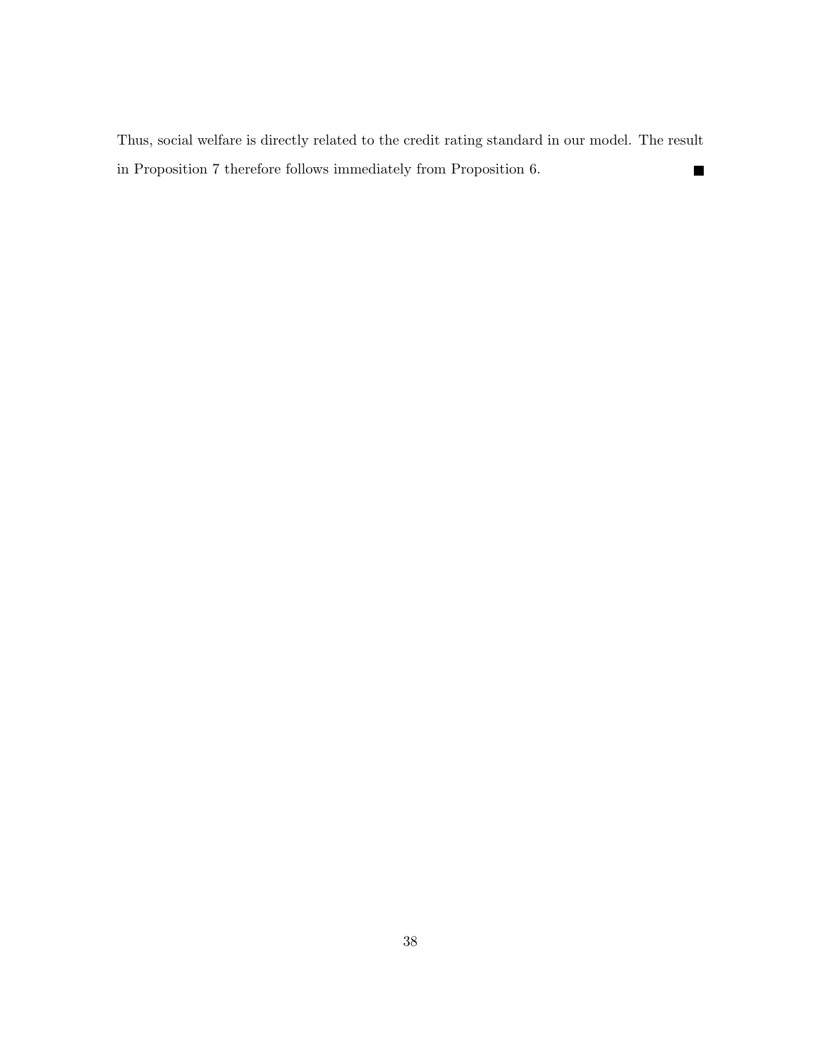Thus, social welfare is directly related to the credit rating standard in our model. The result in Proposition 7 therefore follows immediately from Proposition 6. ■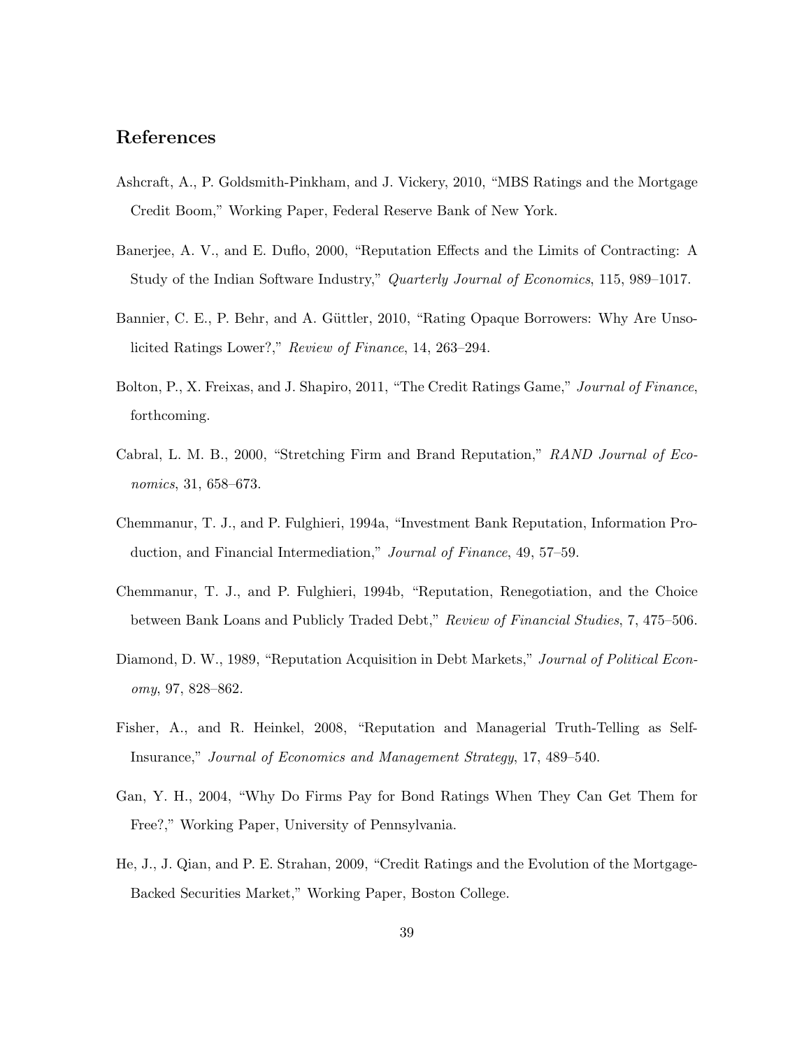## References

Ashcraft, A., P. Goldsmith-Pinkham, and J. Vickery, 2010, "MBS Ratings and the Mortgage Credit Boom," Working Paper, Federal Reserve Bank of New York.

Banerjee, A. V., and E. Duflo, 2000, "Reputation Effects and the Limits of Contracting: A Study of the Indian Software Industry," *Quarterly Journal of Economics*, 115, 989–1017.

Bannier, C. E., P. Behr, and A. Güttler, 2010, "Rating Opaque Borrowers: Why Are Unsolicited Ratings Lower?," *Review of Finance*, 14, 263–294.

Bolton, P., X. Freixas, and J. Shapiro, 2011, "The Credit Ratings Game," *Journal of Finance*, forthcoming.

Cabral, L. M. B., 2000, "Stretching Firm and Brand Reputation," *RAND Journal of Economics*, 31, 658–673.

Chemmanur, T. J., and P. Fulghieri, 1994a, "Investment Bank Reputation, Information Production, and Financial Intermediation," *Journal of Finance*, 49, 57–59.

Chemmanur, T. J., and P. Fulghieri, 1994b, "Reputation, Renegotiation, and the Choice between Bank Loans and Publicly Traded Debt," *Review of Financial Studies*, 7, 475–506.

Diamond, D. W., 1989, "Reputation Acquisition in Debt Markets," *Journal of Political Economy*, 97, 828–862.

Fisher, A., and R. Heinkel, 2008, "Reputation and Managerial Truth-Telling as Self-Insurance," *Journal of Economics and Management Strategy*, 17, 489–540.

Gan, Y. H., 2004, "Why Do Firms Pay for Bond Ratings When They Can Get Them for Free?," Working Paper, University of Pennsylvania.

He, J., J. Qian, and P. E. Strahan, 2009, "Credit Ratings and the Evolution of the Mortgage-Backed Securities Market," Working Paper, Boston College.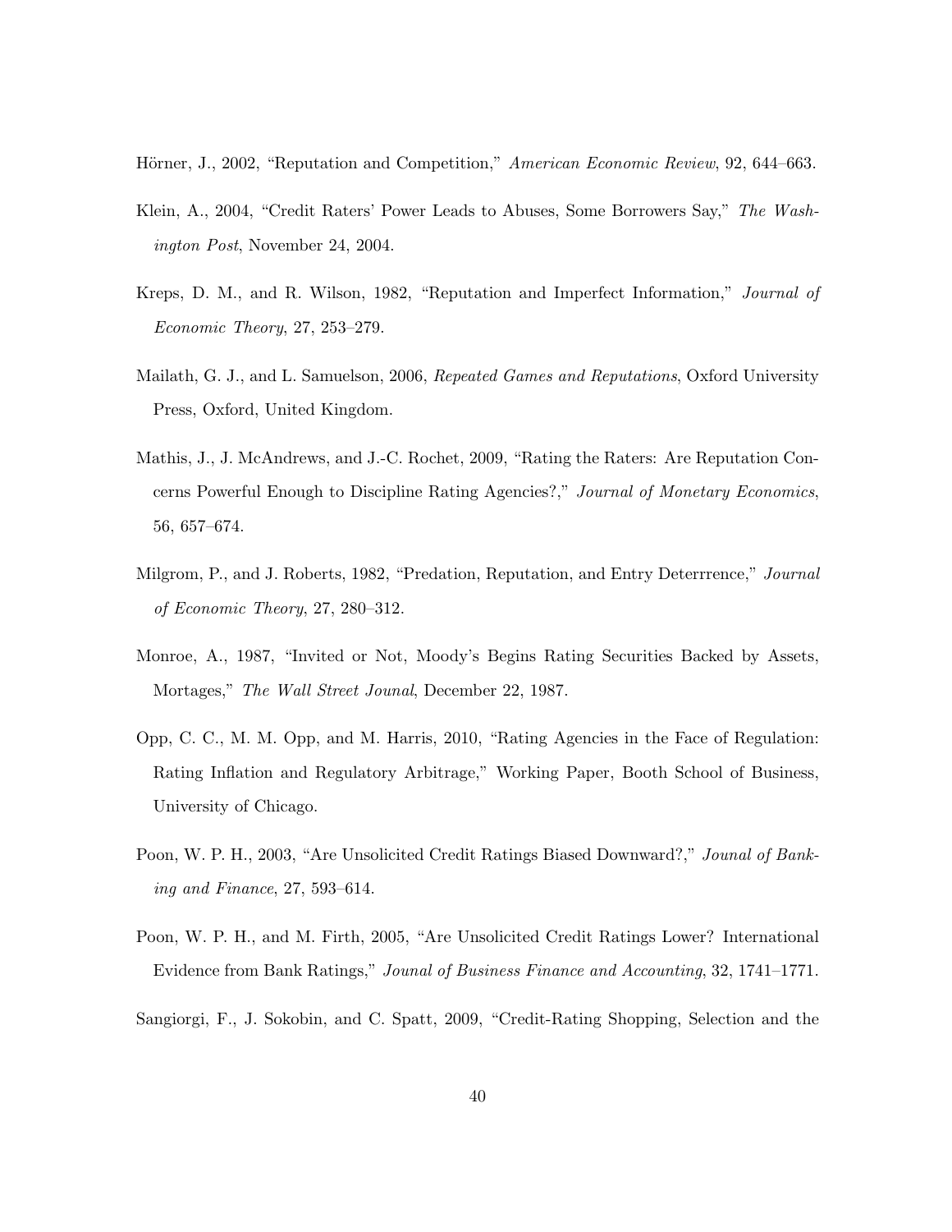Hörner, J., 2002, "Reputation and Competition," *American Economic Review*, 92, 644–663.

Klein, A., 2004, "Credit Raters' Power Leads to Abuses, Some Borrowers Say," *The Washington Post*, November 24, 2004.

Kreps, D. M., and R. Wilson, 1982, "Reputation and Imperfect Information," *Journal of Economic Theory*, 27, 253–279.

Mailath, G. J., and L. Samuelson, 2006, *Repeated Games and Reputations*, Oxford University Press, Oxford, United Kingdom.

Mathis, J., J. McAndrews, and J.-C. Rochet, 2009, "Rating the Raters: Are Reputation Concerns Powerful Enough to Discipline Rating Agencies?," *Journal of Monetary Economics*, 56, 657–674.

Milgrom, P., and J. Roberts, 1982, "Predation, Reputation, and Entry Deterrrence," *Journal of Economic Theory*, 27, 280–312.

Monroe, A., 1987, "Invited or Not, Moody's Begins Rating Securities Backed by Assets, Mortages," *The Wall Street Jounal*, December 22, 1987.

Opp, C. C., M. M. Opp, and M. Harris, 2010, "Rating Agencies in the Face of Regulation: Rating Inflation and Regulatory Arbitrage," Working Paper, Booth School of Business, University of Chicago.

Poon, W. P. H., 2003, "Are Unsolicited Credit Ratings Biased Downward?," *Jounal of Banking and Finance*, 27, 593–614.

Poon, W. P. H., and M. Firth, 2005, "Are Unsolicited Credit Ratings Lower? International Evidence from Bank Ratings," *Jounal of Business Finance and Accounting*, 32, 1741–1771.

Sangiorgi, F., J. Sokobin, and C. Spatt, 2009, "Credit-Rating Shopping, Selection and the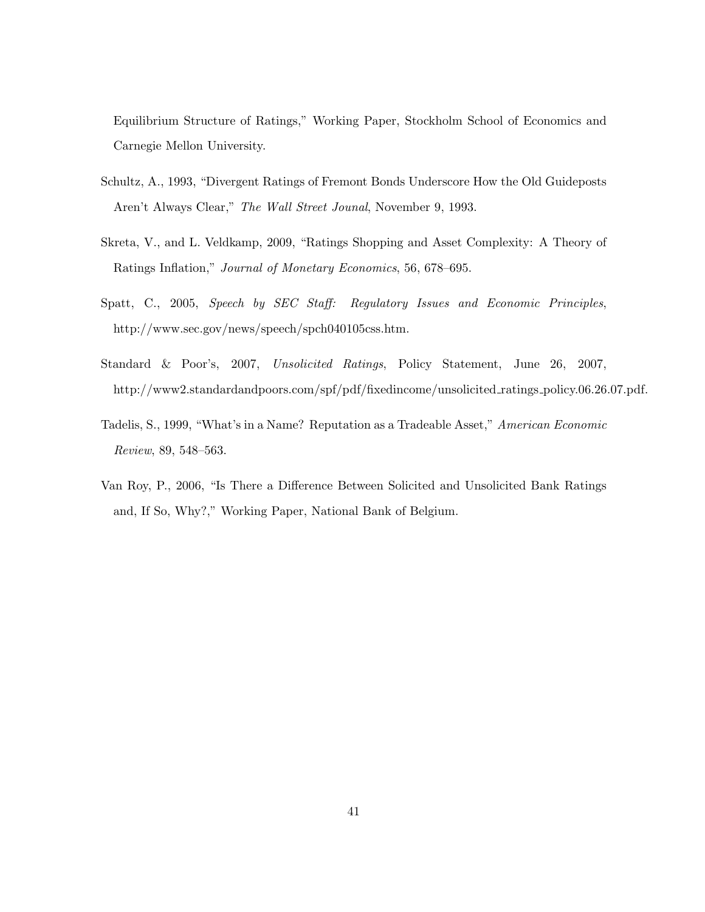Equilibrium Structure of Ratings," Working Paper, Stockholm School of Economics and Carnegie Mellon University.

Schultz, A., 1993, "Divergent Ratings of Fremont Bonds Underscore How the Old Guideposts Aren't Always Clear," *The Wall Street Jounal*, November 9, 1993.

Skreta, V., and L. Veldkamp, 2009, "Ratings Shopping and Asset Complexity: A Theory of Ratings Inflation," *Journal of Monetary Economics*, 56, 678–695.

Spatt, C., 2005, *Speech by SEC Staff: Regulatory Issues and Economic Principles*, http://www.sec.gov/news/speech/spch040105css.htm.

Standard & Poor's, 2007, *Unsolicited Ratings*, Policy Statement, June 26, 2007, http://www2.standardandpoors.com/spf/pdf/fixedincome/unsolicited_ratings_policy.06.26.07.pdf.

Tadelis, S., 1999, "What's in a Name? Reputation as a Tradeable Asset," *American Economic Review*, 89, 548–563.

Van Roy, P., 2006, "Is There a Difference Between Solicited and Unsolicited Bank Ratings and, If So, Why?," Working Paper, National Bank of Belgium.